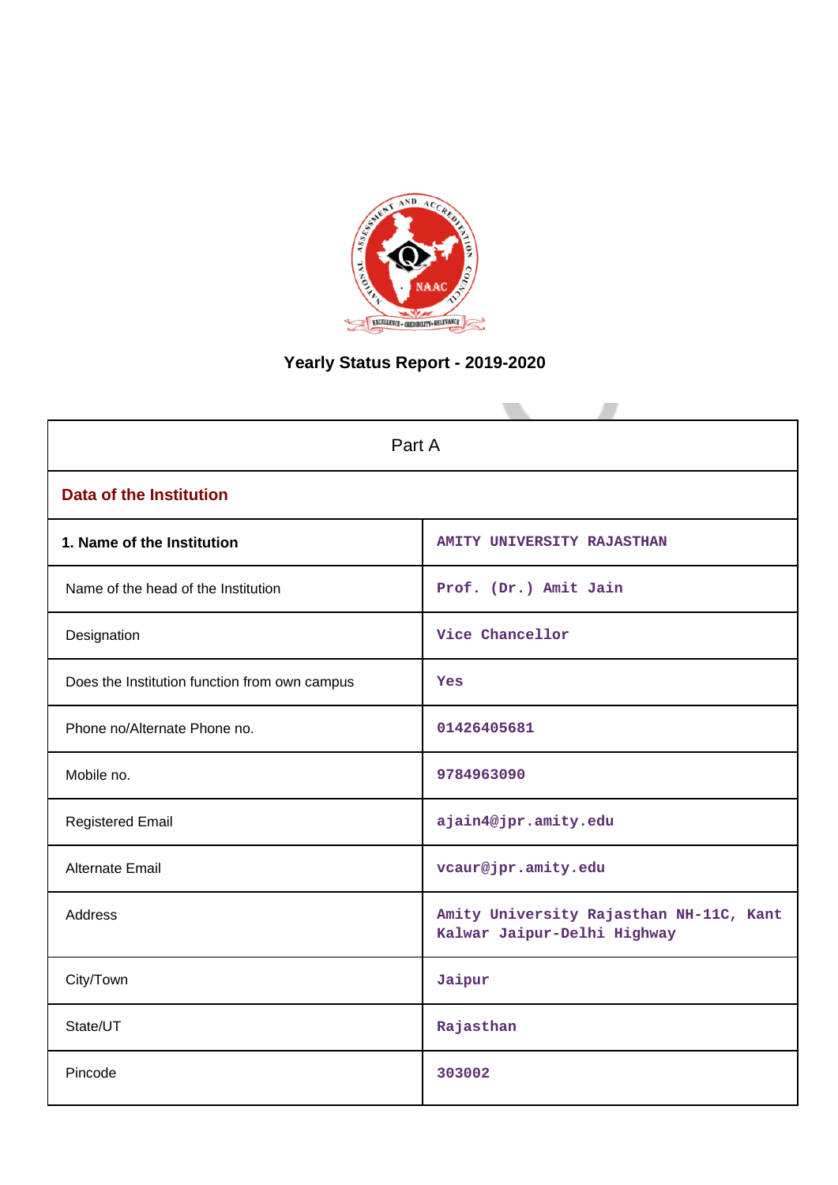# Yearly Status Report - 2019-2020

| Part A | |
|---|---|
| **Data of the Institution** | |
| **1. Name of the Institution** | AMITY UNIVERSITY RAJASTHAN |
| Name of the head of the Institution | Prof. (Dr.) Amit Jain |
| Designation | Vice Chancellor |
| Does the Institution function from own campus | Yes |
| Phone no/Alternate Phone no. | 01426405681 |
| Mobile no. | 9784963090 |
| Registered Email | ajain4@jpr.amity.edu |
| Alternate Email | vcaur@jpr.amity.edu |
| Address | Amity University Rajasthan NH-11C, Kant Kalwar Jaipur-Delhi Highway |
| City/Town | Jaipur |
| State/UT | Rajasthan |
| Pincode | 303002 |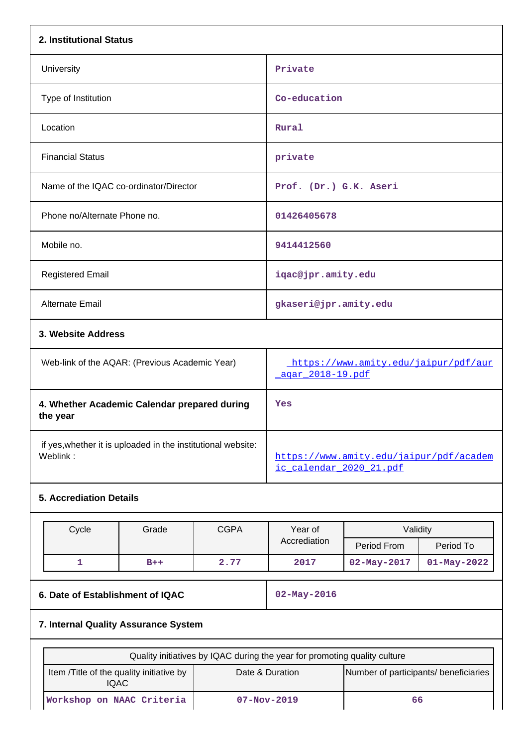## 2. Institutional Status

| | |
|---|---|
| University | Private |
| Type of Institution | Co-education |
| Location | Rural |
| Financial Status | private |
| Name of the IQAC co-ordinator/Director | Prof. (Dr.) G.K. Aseri |
| Phone no/Alternate Phone no. | 01426405678 |
| Mobile no. | 9414412560 |
| Registered Email | iqac@jpr.amity.edu |
| Alternate Email | gkaseri@jpr.amity.edu |

## 3. Website Address

| | |
|---|---|
| Web-link of the AQAR: (Previous Academic Year) | https://www.amity.edu/jaipur/pdf/aur_aqar_2018-19.pdf |
| **4. Whether Academic Calendar prepared during the year** | Yes |
| if yes,whether it is uploaded in the institutional website: Weblink : | https://www.amity.edu/jaipur/pdf/academic_calendar_2020_21.pdf |

## 5. Accrediation Details

| Cycle | Grade | CGPA | Year of Accrediation | Validity | |
|---|---|---|---|---|---|
| | | | | Period From | Period To |
| 1 | B++ | 2.77 | 2017 | 02-May-2017 | 01-May-2022 |

| | |
|---|---|
| **6. Date of Establishment of IQAC** | 02-May-2016 |

## 7. Internal Quality Assurance System

| Quality initiatives by IQAC during the year for promoting quality culture | | |
|---|---|---|
| Item /Title of the quality initiative by IQAC | Date & Duration | Number of participants/ beneficiaries |
| Workshop on NAAC Criteria | 07-Nov-2019 | 66 |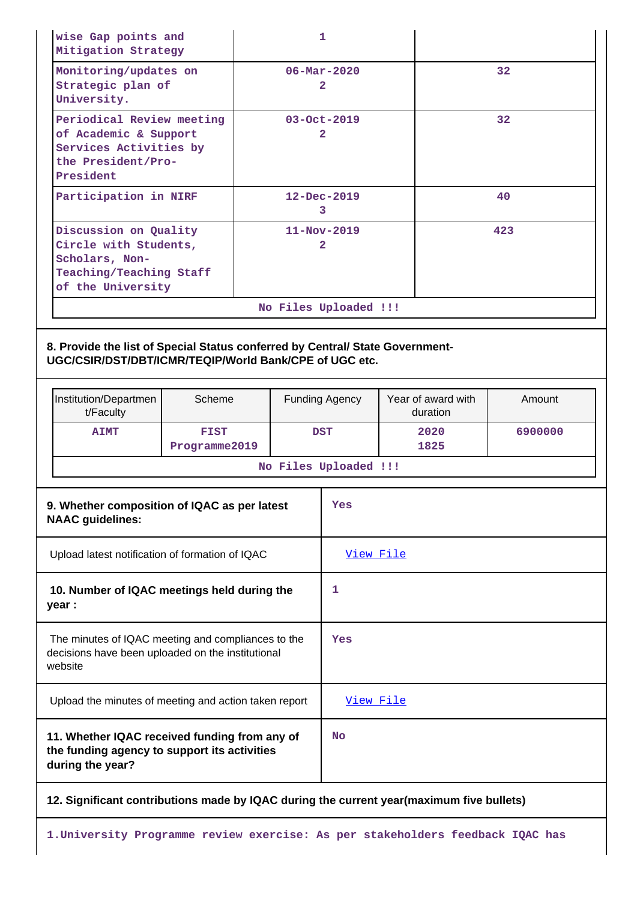| | | |
|---|---|---|
| wise Gap points and Mitigation Strategy | 1 | |
| Monitoring/updates on Strategic plan of University. | 06-Mar-2020 2 | 32 |
| Periodical Review meeting of Academic & Support Services Activities by the President/Pro-President | 03-Oct-2019 2 | 32 |
| Participation in NIRF | 12-Dec-2019 3 | 40 |
| Discussion on Quality Circle with Students, Scholars, Non-Teaching/Teaching Staff of the University | 11-Nov-2019 2 | 423 |

No Files Uploaded !!!

**8. Provide the list of Special Status conferred by Central/ State Government-UGC/CSIR/DST/DBT/ICMR/TEQIP/World Bank/CPE of UGC etc.**

| Institution/Department/Faculty | Scheme | Funding Agency | Year of award with duration | Amount |
|---|---|---|---|---|
| AIMT | FIST Programme2019 | DST | 2020 1825 | 6900000 |

No Files Uploaded !!!

| | |
|---|---|
| **9. Whether composition of IQAC as per latest NAAC guidelines:** | Yes |
| Upload latest notification of formation of IQAC | View File |
| **10. Number of IQAC meetings held during the year :** | 1 |
| The minutes of IQAC meeting and compliances to the decisions have been uploaded on the institutional website | Yes |
| Upload the minutes of meeting and action taken report | View File |
| **11. Whether IQAC received funding from any of the funding agency to support its activities during the year?** | No |

**12. Significant contributions made by IQAC during the current year(maximum five bullets)**

1.University Programme review exercise: As per stakeholders feedback IQAC has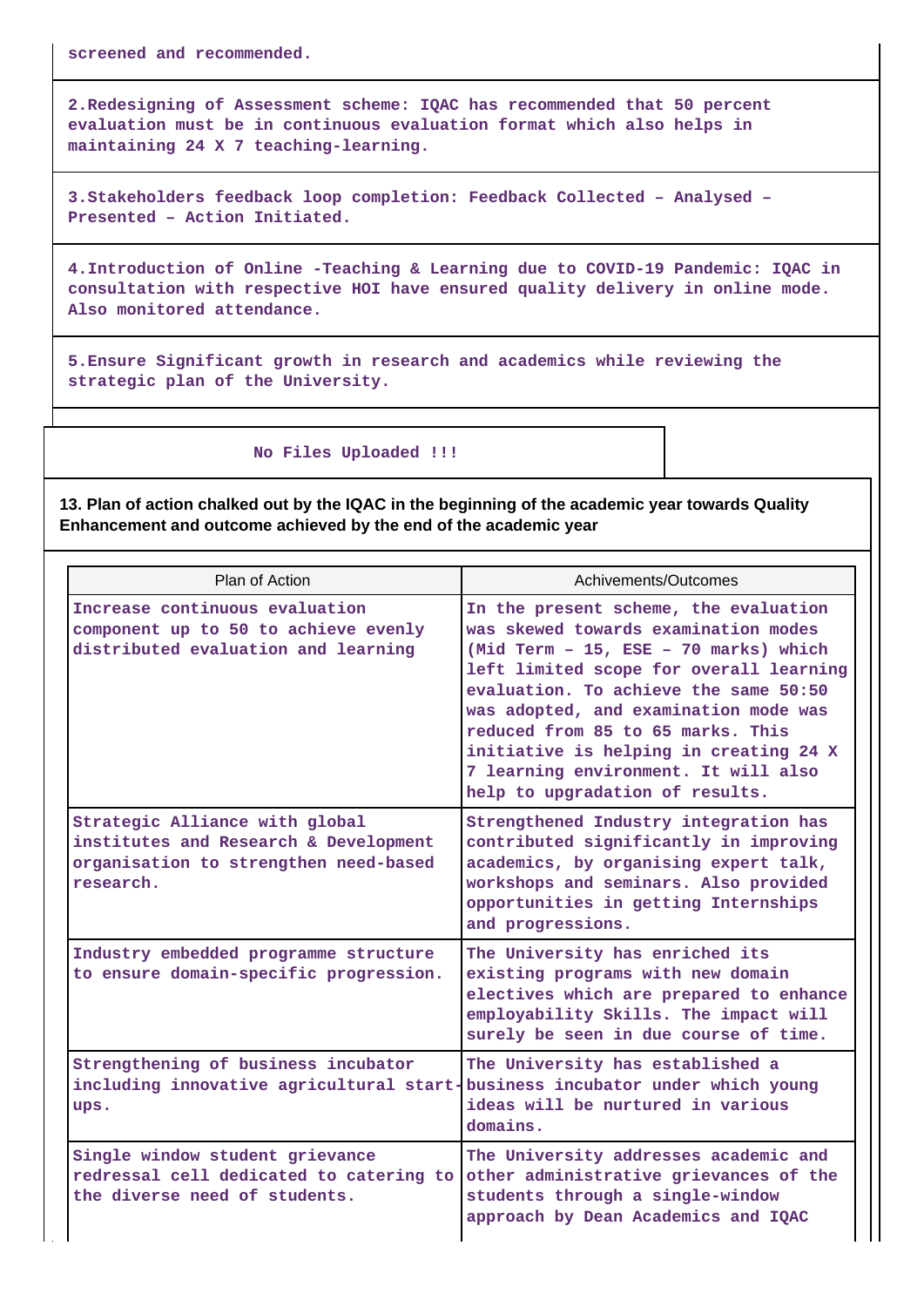screened and recommended.

2.Redesigning of Assessment scheme: IQAC has recommended that 50 percent evaluation must be in continuous evaluation format which also helps in maintaining 24 X 7 teaching-learning.

3.Stakeholders feedback loop completion: Feedback Collected – Analysed – Presented – Action Initiated.

4.Introduction of Online -Teaching & Learning due to COVID-19 Pandemic: IQAC in consultation with respective HOI have ensured quality delivery in online mode. Also monitored attendance.

5.Ensure Significant growth in research and academics while reviewing the strategic plan of the University.

No Files Uploaded !!!

**13. Plan of action chalked out by the IQAC in the beginning of the academic year towards Quality Enhancement and outcome achieved by the end of the academic year**

| Plan of Action | Achivements/Outcomes |
|---|---|
| Increase continuous evaluation component up to 50 to achieve evenly distributed evaluation and learning | In the present scheme, the evaluation was skewed towards examination modes (Mid Term – 15, ESE – 70 marks) which left limited scope for overall learning evaluation. To achieve the same 50:50 was adopted, and examination mode was reduced from 85 to 65 marks. This initiative is helping in creating 24 X 7 learning environment. It will also help to upgradation of results. |
| Strategic Alliance with global institutes and Research & Development organisation to strengthen need-based research. | Strengthened Industry integration has contributed significantly in improving academics, by organising expert talk, workshops and seminars. Also provided opportunities in getting Internships and progressions. |
| Industry embedded programme structure to ensure domain-specific progression. | The University has enriched its existing programs with new domain electives which are prepared to enhance employability Skills. The impact will surely be seen in due course of time. |
| Strengthening of business incubator including innovative agricultural start-ups. | The University has established a business incubator under which young ideas will be nurtured in various domains. |
| Single window student grievance redressal cell dedicated to catering to the diverse need of students. | The University addresses academic and other administrative grievances of the students through a single-window approach by Dean Academics and IQAC |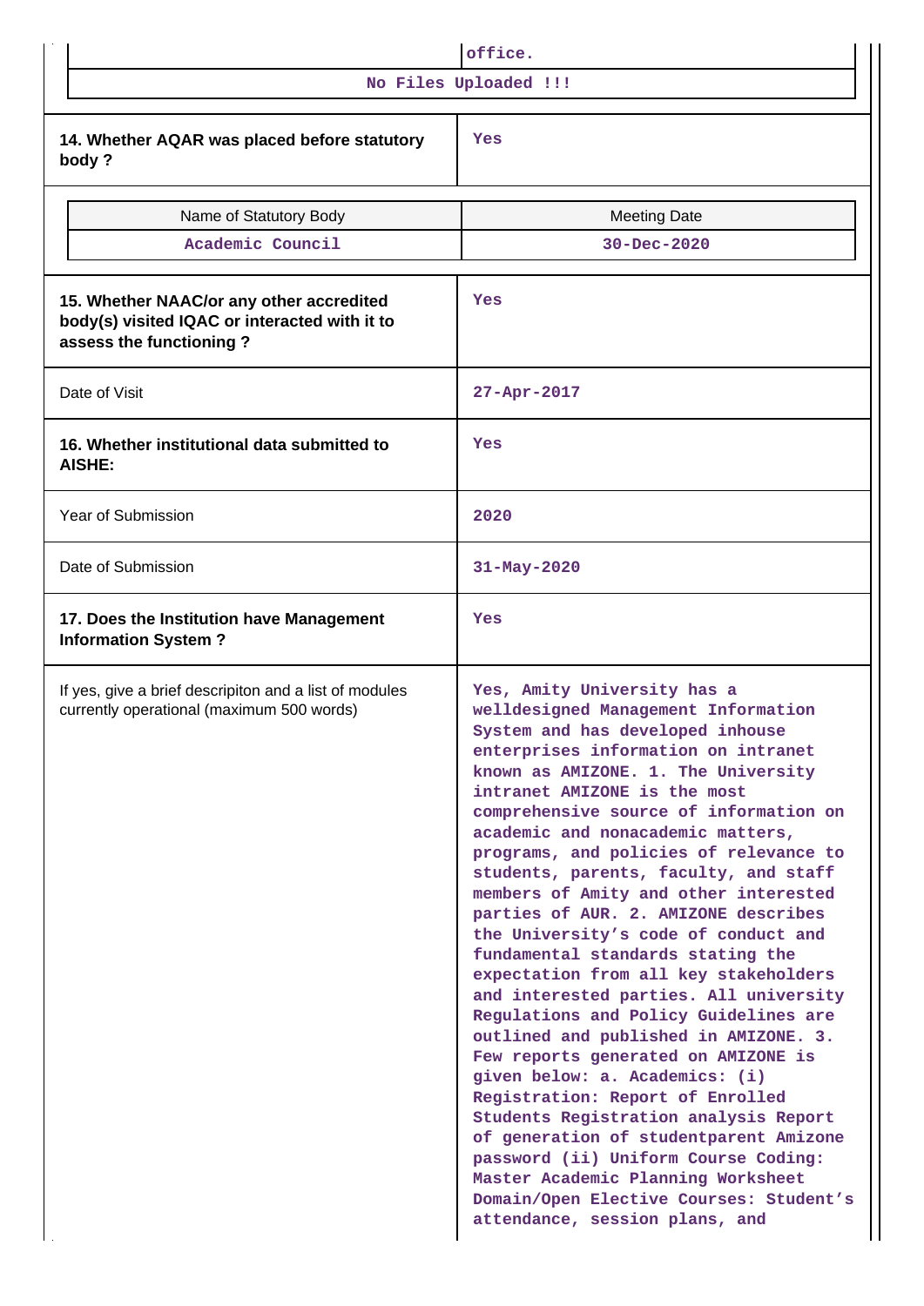| | office. |
|---|---|

No Files Uploaded !!!

| 14. Whether AQAR was placed before statutory body ? | Yes |
|---|---|

| Name of Statutory Body | Meeting Date |
|---|---|
| Academic Council | 30-Dec-2020 |

| 15. Whether NAAC/or any other accredited body(s) visited IQAC or interacted with it to assess the functioning ? | Yes |
|---|---|
| Date of Visit | 27-Apr-2017 |
| 16. Whether institutional data submitted to AISHE: | Yes |
| Year of Submission | 2020 |
| Date of Submission | 31-May-2020 |
| 17. Does the Institution have Management Information System ? | Yes |
| If yes, give a brief descripiton and a list of modules currently operational (maximum 500 words) | Yes, Amity University has a welldesigned Management Information System and has developed inhouse enterprises information on intranet known as AMIZONE. 1. The University intranet AMIZONE is the most comprehensive source of information on academic and nonacademic matters, programs, and policies of relevance to students, parents, faculty, and staff members of Amity and other interested parties of AUR. 2. AMIZONE describes the University's code of conduct and fundamental standards stating the expectation from all key stakeholders and interested parties. All university Regulations and Policy Guidelines are outlined and published in AMIZONE. 3. Few reports generated on AMIZONE is given below: a. Academics: (i) Registration: Report of Enrolled Students Registration analysis Report of generation of studentparent Amizone password (ii) Uniform Course Coding: Master Academic Planning Worksheet Domain/Open Elective Courses: Student's attendance, session plans, and |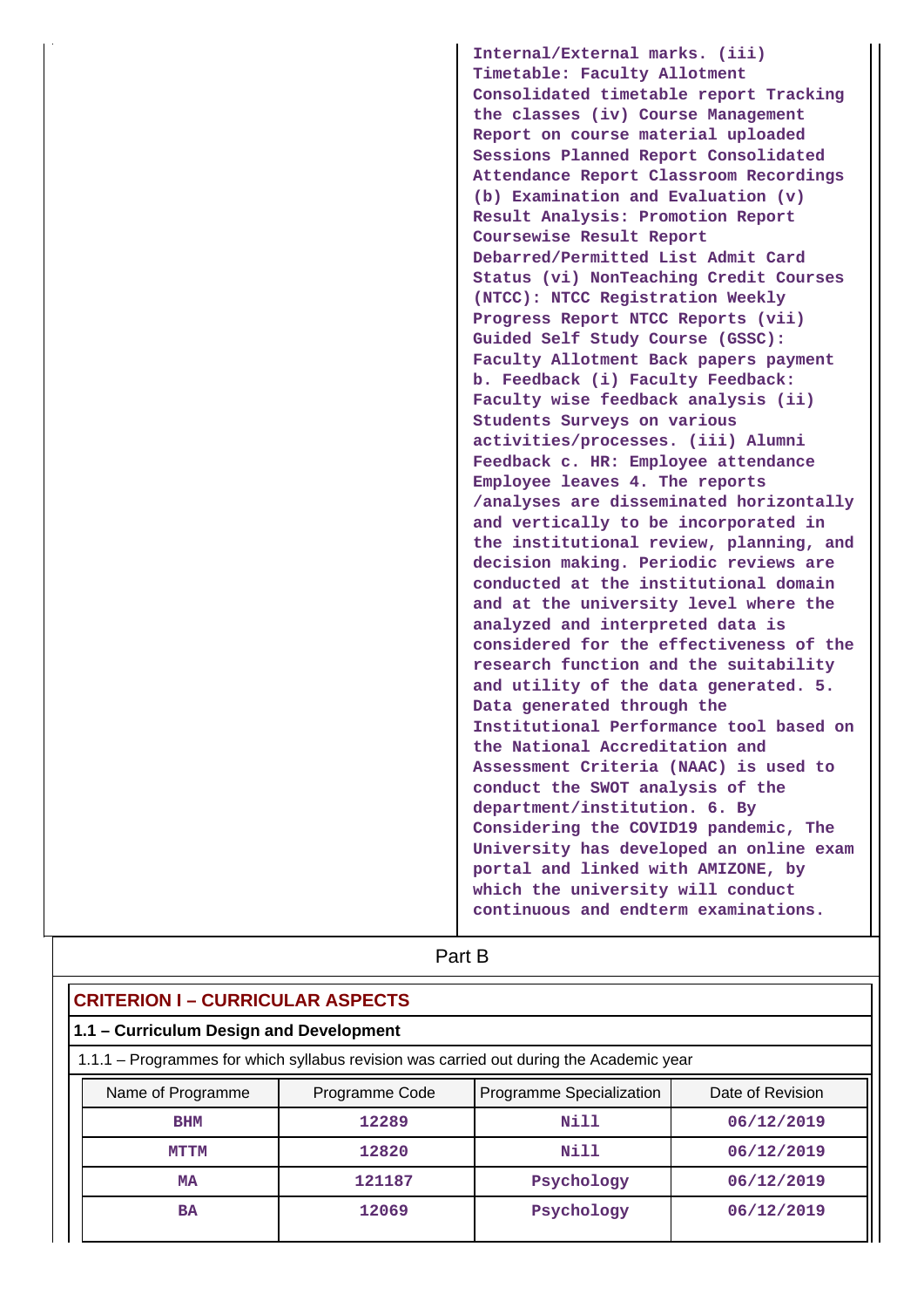| | Internal/External marks. (iii) Timetable: Faculty Allotment Consolidated timetable report Tracking the classes (iv) Course Management Report on course material uploaded Sessions Planned Report Consolidated Attendance Report Classroom Recordings (b) Examination and Evaluation (v) Result Analysis: Promotion Report Coursewise Result Report Debarred/Permitted List Admit Card Status (vi) NonTeaching Credit Courses (NTCC): NTCC Registration Weekly Progress Report NTCC Reports (vii) Guided Self Study Course (GSSC): Faculty Allotment Back papers payment b. Feedback (i) Faculty Feedback: Faculty wise feedback analysis (ii) Students Surveys on various activities/processes. (iii) Alumni Feedback c. HR: Employee attendance Employee leaves 4. The reports /analyses are disseminated horizontally and vertically to be incorporated in the institutional review, planning, and decision making. Periodic reviews are conducted at the institutional domain and at the university level where the analyzed and interpreted data is considered for the effectiveness of the research function and the suitability and utility of the data generated. 5. Data generated through the Institutional Performance tool based on the National Accreditation and Assessment Criteria (NAAC) is used to conduct the SWOT analysis of the department/institution. 6. By Considering the COVID19 pandemic, The University has developed an online exam portal and linked with AMIZONE, by which the university will conduct continuous and endterm examinations. |
|---|---|

## Part B

### CRITERION I – CURRICULAR ASPECTS

#### 1.1 – Curriculum Design and Development

1.1.1 – Programmes for which syllabus revision was carried out during the Academic year

| Name of Programme | Programme Code | Programme Specialization | Date of Revision |
|---|---|---|---|
| BHM | 12289 | Nill | 06/12/2019 |
| MTTM | 12820 | Nill | 06/12/2019 |
| MA | 121187 | Psychology | 06/12/2019 |
| BA | 12069 | Psychology | 06/12/2019 |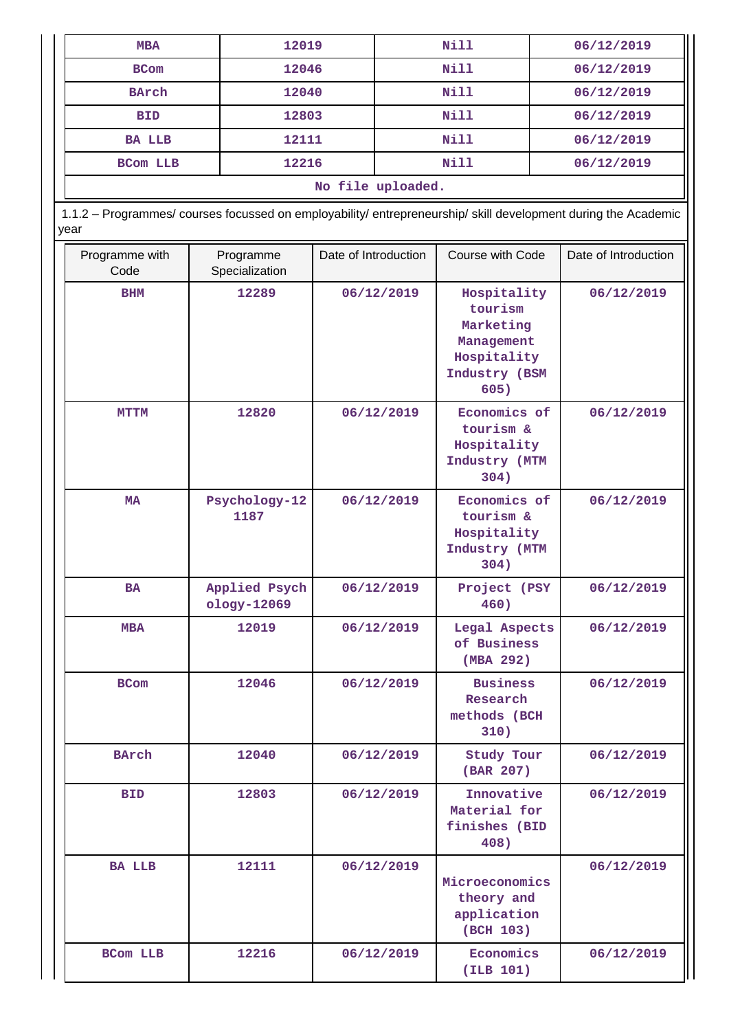| MBA | 12019 | Nill | 06/12/2019 |
|---|---|---|---|
| BCom | 12046 | Nill | 06/12/2019 |
| BArch | 12040 | Nill | 06/12/2019 |
| BID | 12803 | Nill | 06/12/2019 |
| BA LLB | 12111 | Nill | 06/12/2019 |
| BCom LLB | 12216 | Nill | 06/12/2019 |
| No file uploaded. | | | |

1.1.2 – Programmes/ courses focussed on employability/ entrepreneurship/ skill development during the Academic year

| Programme with Code | Programme Specialization | Date of Introduction | Course with Code | Date of Introduction |
|---|---|---|---|---|
| BHM | 12289 | 06/12/2019 | Hospitality tourism Marketing Management Hospitality Industry (BSM 605) | 06/12/2019 |
| MTTM | 12820 | 06/12/2019 | Economics of tourism & Hospitality Industry (MTM 304) | 06/12/2019 |
| MA | Psychology-121187 | 06/12/2019 | Economics of tourism & Hospitality Industry (MTM 304) | 06/12/2019 |
| BA | Applied Psychology-12069 | 06/12/2019 | Project (PSY 460) | 06/12/2019 |
| MBA | 12019 | 06/12/2019 | Legal Aspects of Business (MBA 292) | 06/12/2019 |
| BCom | 12046 | 06/12/2019 | Business Research methods (BCH 310) | 06/12/2019 |
| BArch | 12040 | 06/12/2019 | Study Tour (BAR 207) | 06/12/2019 |
| BID | 12803 | 06/12/2019 | Innovative Material for finishes (BID 408) | 06/12/2019 |
| BA LLB | 12111 | 06/12/2019 | Microeconomics theory and application (BCH 103) | 06/12/2019 |
| BCom LLB | 12216 | 06/12/2019 | Economics (ILB 101) | 06/12/2019 |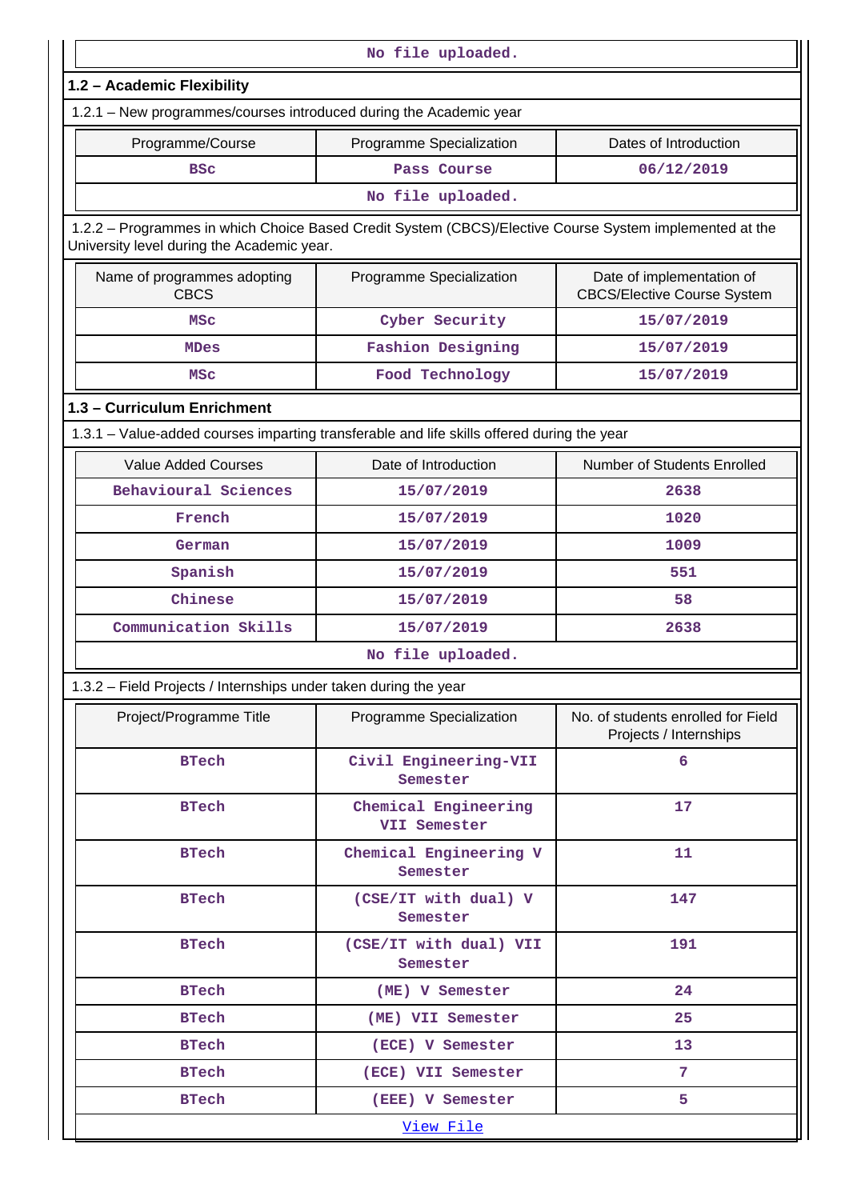No file uploaded.

## 1.2 – Academic Flexibility

1.2.1 – New programmes/courses introduced during the Academic year

| Programme/Course | Programme Specialization | Dates of Introduction |
|---|---|---|
| BSc | Pass Course | 06/12/2019 |

No file uploaded.

1.2.2 – Programmes in which Choice Based Credit System (CBCS)/Elective Course System implemented at the University level during the Academic year.

| Name of programmes adopting CBCS | Programme Specialization | Date of implementation of CBCS/Elective Course System |
|---|---|---|
| MSc | Cyber Security | 15/07/2019 |
| MDes | Fashion Designing | 15/07/2019 |
| MSc | Food Technology | 15/07/2019 |

## 1.3 – Curriculum Enrichment

1.3.1 – Value-added courses imparting transferable and life skills offered during the year

| Value Added Courses | Date of Introduction | Number of Students Enrolled |
|---|---|---|
| Behavioural Sciences | 15/07/2019 | 2638 |
| French | 15/07/2019 | 1020 |
| German | 15/07/2019 | 1009 |
| Spanish | 15/07/2019 | 551 |
| Chinese | 15/07/2019 | 58 |
| Communication Skills | 15/07/2019 | 2638 |

No file uploaded.

1.3.2 – Field Projects / Internships under taken during the year

| Project/Programme Title | Programme Specialization | No. of students enrolled for Field Projects / Internships |
|---|---|---|
| BTech | Civil Engineering-VII Semester | 6 |
| BTech | Chemical Engineering VII Semester | 17 |
| BTech | Chemical Engineering V Semester | 11 |
| BTech | (CSE/IT with dual) V Semester | 147 |
| BTech | (CSE/IT with dual) VII Semester | 191 |
| BTech | (ME) V Semester | 24 |
| BTech | (ME) VII Semester | 25 |
| BTech | (ECE) V Semester | 13 |
| BTech | (ECE) VII Semester | 7 |
| BTech | (EEE) V Semester | 5 |

View File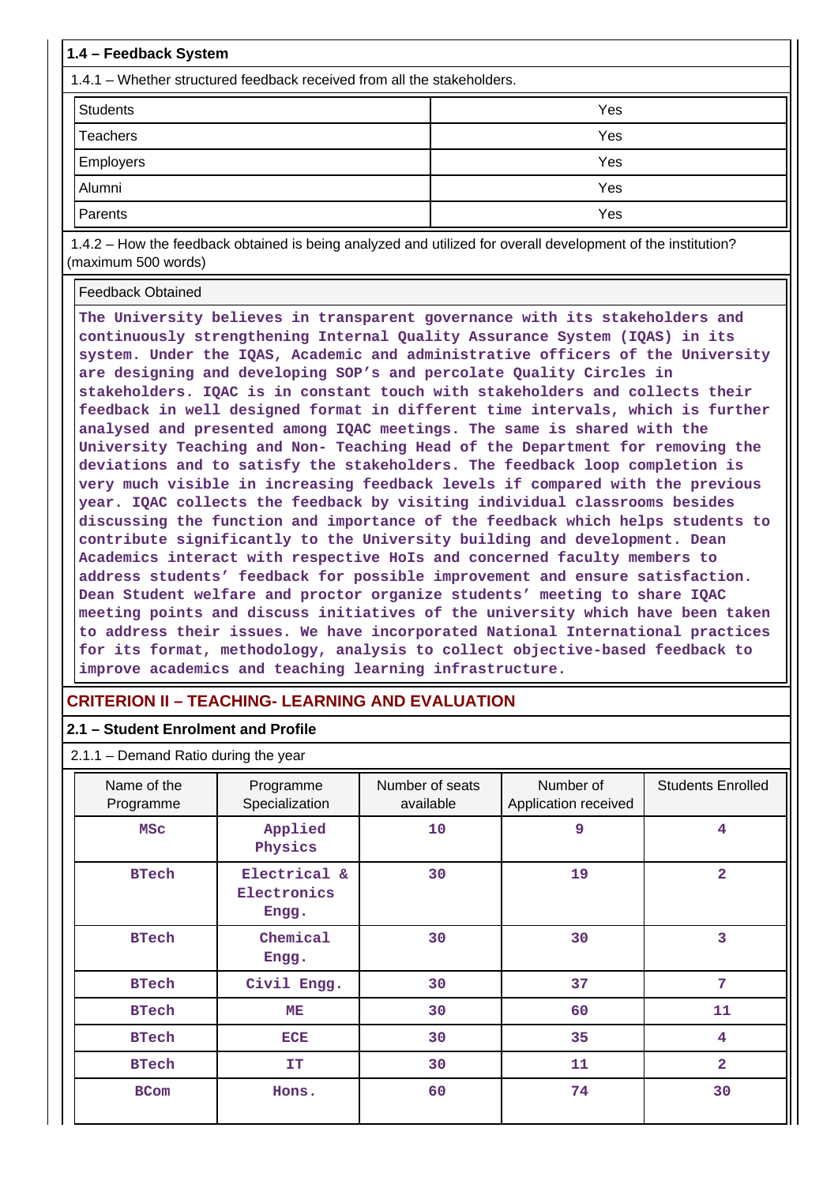### 1.4 – Feedback System

1.4.1 – Whether structured feedback received from all the stakeholders.

| | |
|---|---|
| Students | Yes |
| Teachers | Yes |
| Employers | Yes |
| Alumni | Yes |
| Parents | Yes |

1.4.2 – How the feedback obtained is being analyzed and utilized for overall development of the institution? (maximum 500 words)

**Feedback Obtained**

The University believes in transparent governance with its stakeholders and continuously strengthening Internal Quality Assurance System (IQAS) in its system. Under the IQAS, Academic and administrative officers of the University are designing and developing SOP's and percolate Quality Circles in stakeholders. IQAC is in constant touch with stakeholders and collects their feedback in well designed format in different time intervals, which is further analysed and presented among IQAC meetings. The same is shared with the University Teaching and Non- Teaching Head of the Department for removing the deviations and to satisfy the stakeholders. The feedback loop completion is very much visible in increasing feedback levels if compared with the previous year. IQAC collects the feedback by visiting individual classrooms besides discussing the function and importance of the feedback which helps students to contribute significantly to the University building and development. Dean Academics interact with respective HoIs and concerned faculty members to address students' feedback for possible improvement and ensure satisfaction. Dean Student welfare and proctor organize students' meeting to share IQAC meeting points and discuss initiatives of the university which have been taken to address their issues. We have incorporated National International practices for its format, methodology, analysis to collect objective-based feedback to improve academics and teaching learning infrastructure.

## CRITERION II – TEACHING- LEARNING AND EVALUATION

### 2.1 – Student Enrolment and Profile

2.1.1 – Demand Ratio during the year

| Name of the Programme | Programme Specialization | Number of seats available | Number of Application received | Students Enrolled |
|---|---|---|---|---|
| MSc | Applied Physics | 10 | 9 | 4 |
| BTech | Electrical & Electronics Engg. | 30 | 19 | 2 |
| BTech | Chemical Engg. | 30 | 30 | 3 |
| BTech | Civil Engg. | 30 | 37 | 7 |
| BTech | ME | 30 | 60 | 11 |
| BTech | ECE | 30 | 35 | 4 |
| BTech | IT | 30 | 11 | 2 |
| BCom | Hons. | 60 | 74 | 30 |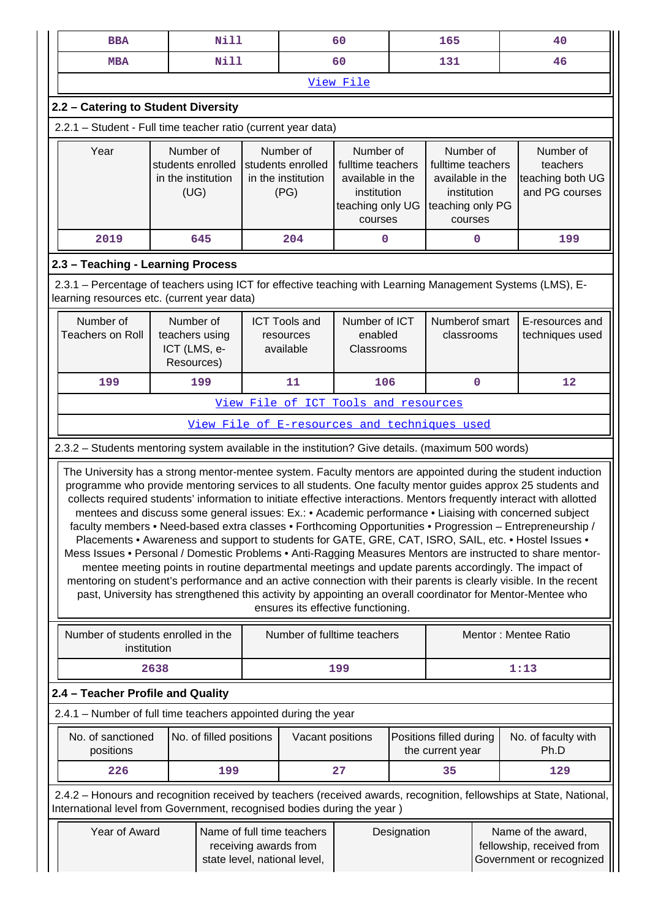| BBA | Nill | 60 | 165 | 40 |
|---|---|---|---|---|
| MBA | Nill | 60 | 131 | 46 |
| View File | | | | |

### 2.2 – Catering to Student Diversity

2.2.1 – Student - Full time teacher ratio (current year data)

| Year | Number of students enrolled in the institution (UG) | Number of students enrolled in the institution (PG) | Number of fulltime teachers available in the institution teaching only UG courses | Number of fulltime teachers available in the institution teaching only PG courses | Number of teachers teaching both UG and PG courses |
|---|---|---|---|---|---|
| 2019 | 645 | 204 | 0 | 0 | 199 |

### 2.3 – Teaching - Learning Process

2.3.1 – Percentage of teachers using ICT for effective teaching with Learning Management Systems (LMS), E-learning resources etc. (current year data)

| Number of Teachers on Roll | Number of teachers using ICT (LMS, e-Resources) | ICT Tools and resources available | Number of ICT enabled Classrooms | Numberof smart classrooms | E-resources and techniques used |
|---|---|---|---|---|---|
| 199 | 199 | 11 | 106 | 0 | 12 |
| View File of ICT Tools and resources | | | | | |
| View File of E-resources and techniques used | | | | | |

2.3.2 – Students mentoring system available in the institution? Give details. (maximum 500 words)

The University has a strong mentor-mentee system. Faculty mentors are appointed during the student induction programme who provide mentoring services to all students. One faculty mentor guides approx 25 students and collects required students' information to initiate effective interactions. Mentors frequently interact with allotted mentees and discuss some general issues: Ex.: • Academic performance • Liaising with concerned subject faculty members • Need-based extra classes • Forthcoming Opportunities • Progression – Entrepreneurship / Placements • Awareness and support to students for GATE, GRE, CAT, ISRO, SAIL, etc. • Hostel Issues • Mess Issues • Personal / Domestic Problems • Anti-Ragging Measures Mentors are instructed to share mentor-mentee meeting points in routine departmental meetings and update parents accordingly. The impact of mentoring on student's performance and an active connection with their parents is clearly visible. In the recent past, University has strengthened this activity by appointing an overall coordinator for Mentor-Mentee who ensures its effective functioning.

| Number of students enrolled in the institution | Number of fulltime teachers | Mentor : Mentee Ratio |
|---|---|---|
| 2638 | 199 | 1:13 |

### 2.4 – Teacher Profile and Quality

2.4.1 – Number of full time teachers appointed during the year

| No. of sanctioned positions | No. of filled positions | Vacant positions | Positions filled during the current year | No. of faculty with Ph.D |
|---|---|---|---|---|
| 226 | 199 | 27 | 35 | 129 |

2.4.2 – Honours and recognition received by teachers (received awards, recognition, fellowships at State, National, International level from Government, recognised bodies during the year )

| Year of Award | Name of full time teachers receiving awards from state level, national level, | Designation | Name of the award, fellowship, received from Government or recognized |
|---|---|---|---|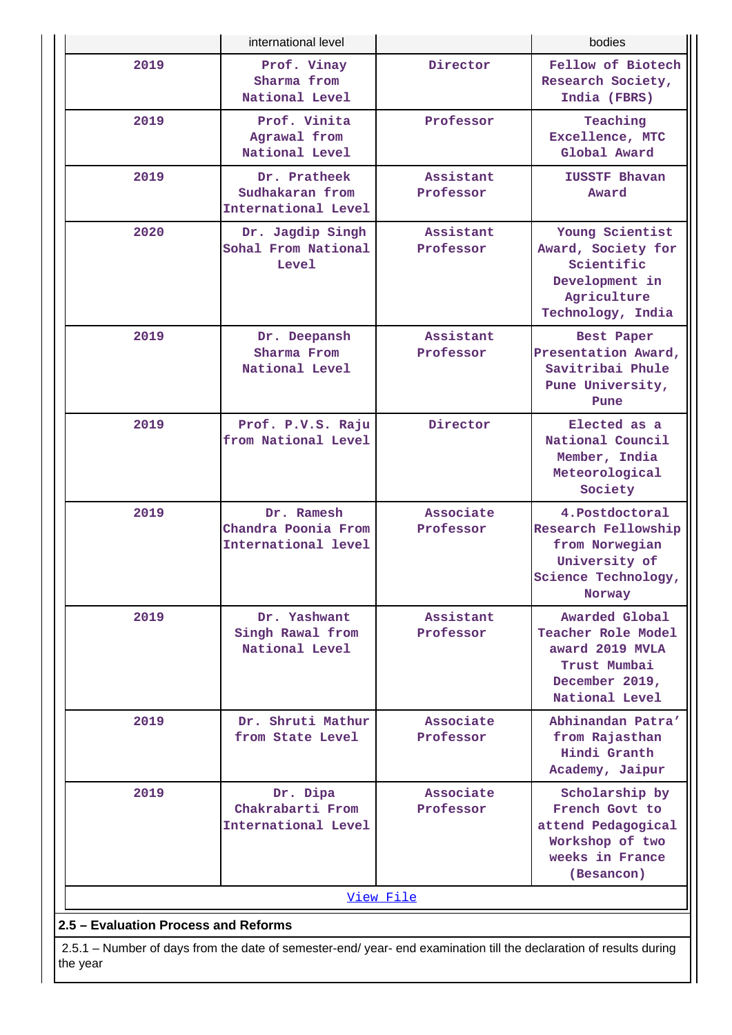| | international level | | bodies |
|---|---|---|---|
| 2019 | Prof. Vinay Sharma from National Level | Director | Fellow of Biotech Research Society, India (FBRS) |
| 2019 | Prof. Vinita Agrawal from National Level | Professor | Teaching Excellence, MTC Global Award |
| 2019 | Dr. Pratheek Sudhakaran from International Level | Assistant Professor | IUSSTF Bhavan Award |
| 2020 | Dr. Jagdip Singh Sohal From National Level | Assistant Professor | Young Scientist Award, Society for Scientific Development in Agriculture Technology, India |
| 2019 | Dr. Deepansh Sharma From National Level | Assistant Professor | Best Paper Presentation Award, Savitribai Phule Pune University, Pune |
| 2019 | Prof. P.V.S. Raju from National Level | Director | Elected as a National Council Member, India Meteorological Society |
| 2019 | Dr. Ramesh Chandra Poonia From International level | Associate Professor | 4.Postdoctoral Research Fellowship from Norwegian University of Science Technology, Norway |
| 2019 | Dr. Yashwant Singh Rawal from National Level | Assistant Professor | Awarded Global Teacher Role Model award 2019 MVLA Trust Mumbai December 2019, National Level |
| 2019 | Dr. Shruti Mathur from State Level | Associate Professor | Abhinandan Patra' from Rajasthan Hindi Granth Academy, Jaipur |
| 2019 | Dr. Dipa Chakrabarti From International Level | Associate Professor | Scholarship by French Govt to attend Pedagogical Workshop of two weeks in France (Besancon) |

View File

## 2.5 – Evaluation Process and Reforms

2.5.1 – Number of days from the date of semester-end/ year- end examination till the declaration of results during the year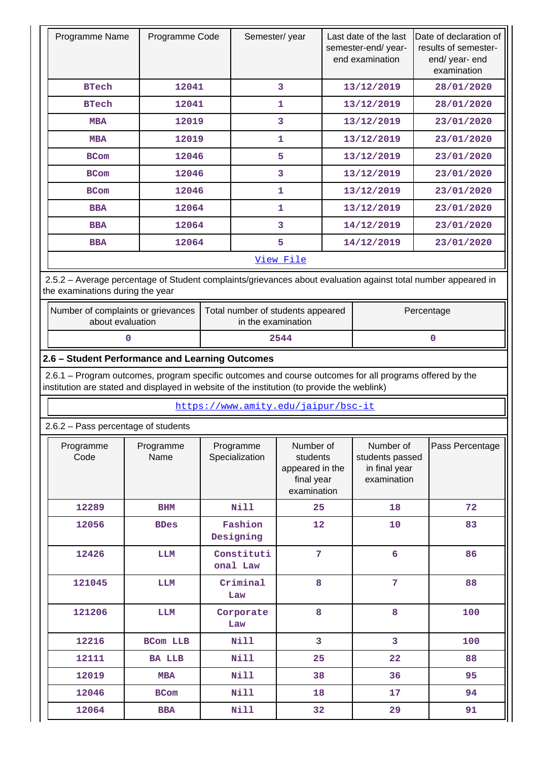| Programme Name | Programme Code | Semester/ year | Last date of the last semester-end/ year- end examination | Date of declaration of results of semester- end/ year- end examination |
|---|---|---|---|---|
| BTech | 12041 | 3 | 13/12/2019 | 28/01/2020 |
| BTech | 12041 | 1 | 13/12/2019 | 28/01/2020 |
| MBA | 12019 | 3 | 13/12/2019 | 23/01/2020 |
| MBA | 12019 | 1 | 13/12/2019 | 23/01/2020 |
| BCom | 12046 | 5 | 13/12/2019 | 23/01/2020 |
| BCom | 12046 | 3 | 13/12/2019 | 23/01/2020 |
| BCom | 12046 | 1 | 13/12/2019 | 23/01/2020 |
| BBA | 12064 | 1 | 13/12/2019 | 23/01/2020 |
| BBA | 12064 | 3 | 14/12/2019 | 23/01/2020 |
| BBA | 12064 | 5 | 14/12/2019 | 23/01/2020 |

View File

2.5.2 – Average percentage of Student complaints/grievances about evaluation against total number appeared in the examinations during the year

| Number of complaints or grievances about evaluation | Total number of students appeared in the examination | Percentage |
|---|---|---|
| 0 | 2544 | 0 |

**2.6 – Student Performance and Learning Outcomes**

2.6.1 – Program outcomes, program specific outcomes and course outcomes for all programs offered by the institution are stated and displayed in website of the institution (to provide the weblink)

https://www.amity.edu/jaipur/bsc-it

2.6.2 – Pass percentage of students

| Programme Code | Programme Name | Programme Specialization | Number of students appeared in the final year examination | Number of students passed in final year examination | Pass Percentage |
|---|---|---|---|---|---|
| 12289 | BHM | Nill | 25 | 18 | 72 |
| 12056 | BDes | Fashion Designing | 12 | 10 | 83 |
| 12426 | LLM | Constitutional Law | 7 | 6 | 86 |
| 121045 | LLM | Criminal Law | 8 | 7 | 88 |
| 121206 | LLM | Corporate Law | 8 | 8 | 100 |
| 12216 | BCom LLB | Nill | 3 | 3 | 100 |
| 12111 | BA LLB | Nill | 25 | 22 | 88 |
| 12019 | MBA | Nill | 38 | 36 | 95 |
| 12046 | BCom | Nill | 18 | 17 | 94 |
| 12064 | BBA | Nill | 32 | 29 | 91 |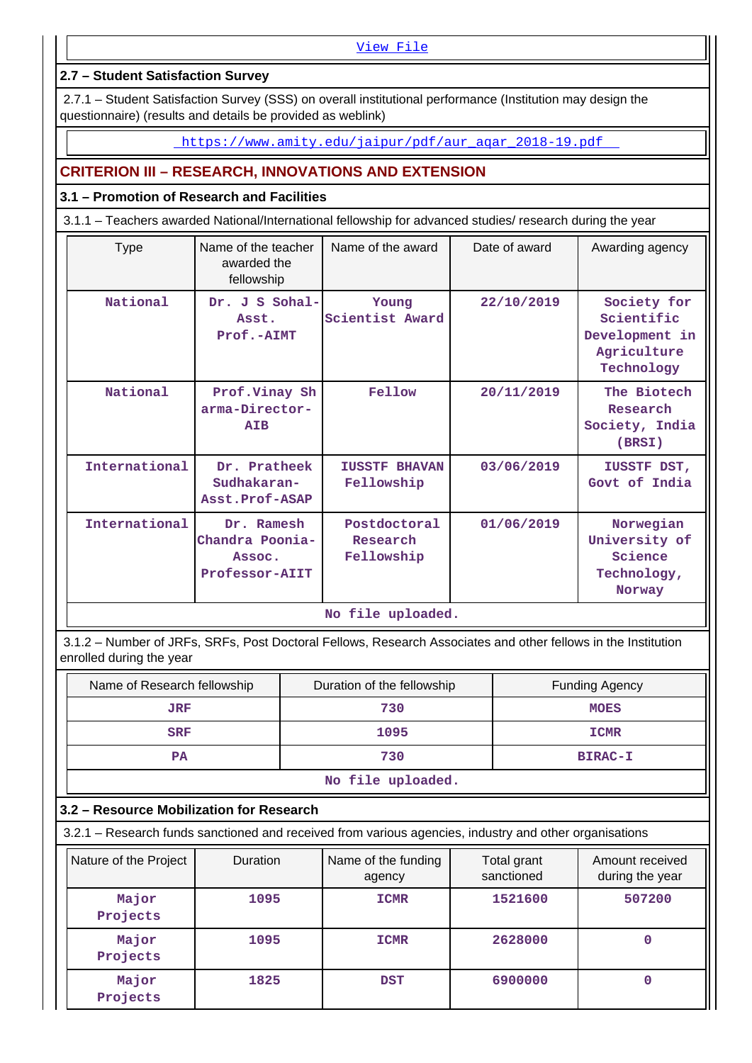[View File](#)

### 2.7 – Student Satisfaction Survey

2.7.1 – Student Satisfaction Survey (SSS) on overall institutional performance (Institution may design the questionnaire) (results and details be provided as weblink)

[https://www.amity.edu/jaipur/pdf/aur_aqar_2018-19.pdf](https://www.amity.edu/jaipur/pdf/aur_aqar_2018-19.pdf)

## CRITERION III – RESEARCH, INNOVATIONS AND EXTENSION

### 3.1 – Promotion of Research and Facilities

3.1.1 – Teachers awarded National/International fellowship for advanced studies/ research during the year

| Type | Name of the teacher awarded the fellowship | Name of the award | Date of award | Awarding agency |
|---|---|---|---|---|
| National | Dr. J S Sohal-Asst. Prof.-AIMT | Young Scientist Award | 22/10/2019 | Society for Scientific Development in Agriculture Technology |
| National | Prof.Vinay Sharma-Director-AIB | Fellow | 20/11/2019 | The Biotech Research Society, India (BRSI) |
| International | Dr. Pratheek Sudhakaran-Asst.Prof-ASAP | IUSSTF BHAVAN Fellowship | 03/06/2019 | IUSSTF DST, Govt of India |
| International | Dr. Ramesh Chandra Poonia-Assoc. Professor-AIIT | Postdoctoral Research Fellowship | 01/06/2019 | Norwegian University of Science Technology, Norway |

No file uploaded.

3.1.2 – Number of JRFs, SRFs, Post Doctoral Fellows, Research Associates and other fellows in the Institution enrolled during the year

| Name of Research fellowship | Duration of the fellowship | Funding Agency |
|---|---|---|
| JRF | 730 | MOES |
| SRF | 1095 | ICMR |
| PA | 730 | BIRAC-I |

No file uploaded.

### 3.2 – Resource Mobilization for Research

3.2.1 – Research funds sanctioned and received from various agencies, industry and other organisations

| Nature of the Project | Duration | Name of the funding agency | Total grant sanctioned | Amount received during the year |
|---|---|---|---|---|
| Major Projects | 1095 | ICMR | 1521600 | 507200 |
| Major Projects | 1095 | ICMR | 2628000 | 0 |
| Major Projects | 1825 | DST | 6900000 | 0 |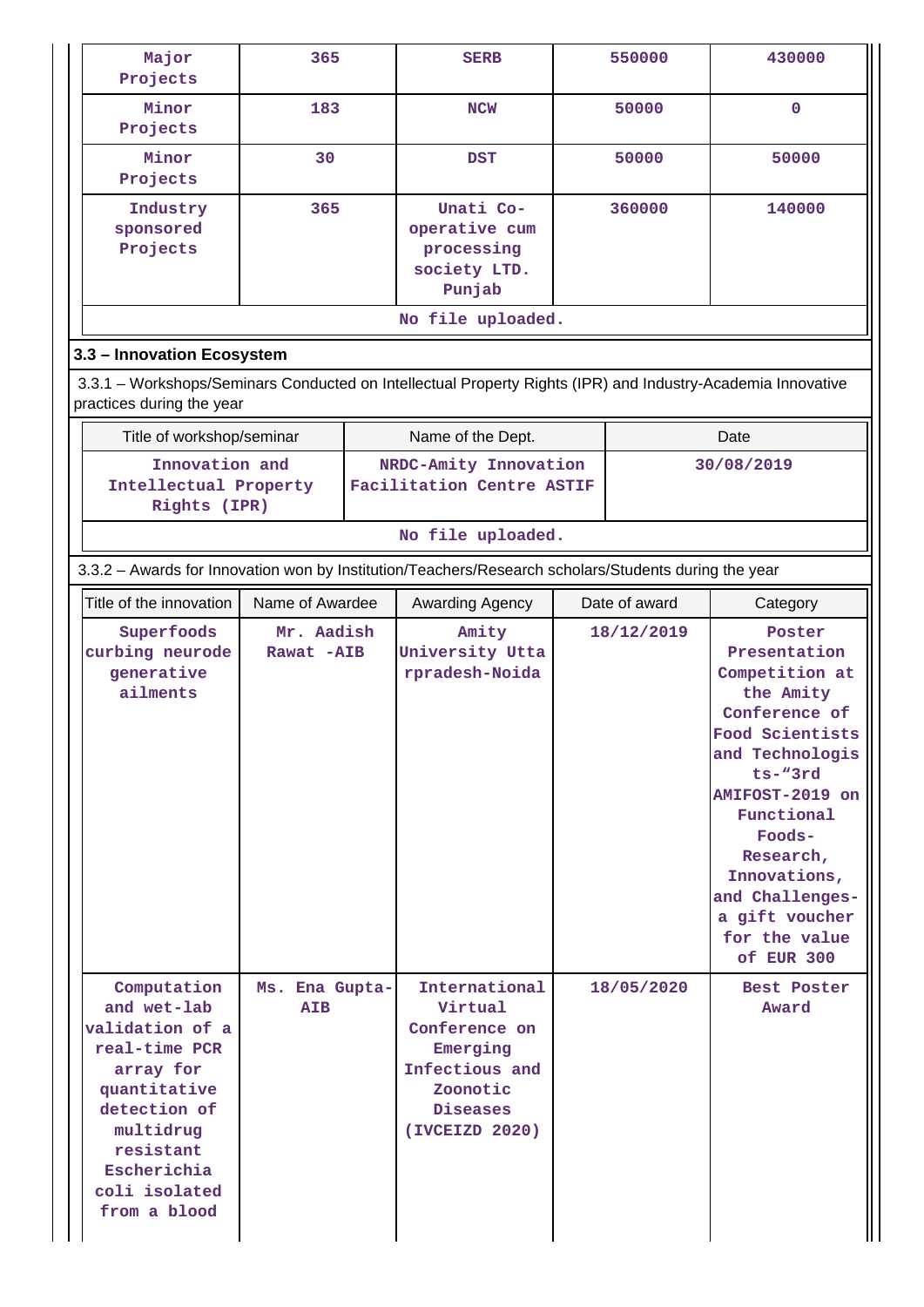| Major Projects | 365 | SERB | 550000 | 430000 |
|---|---|---|---|---|
| Minor Projects | 183 | NCW | 50000 | 0 |
| Minor Projects | 30 | DST | 50000 | 50000 |
| Industry sponsored Projects | 365 | Unati Co-operative cum processing society LTD. Punjab | 360000 | 140000 |

No file uploaded.

**3.3 – Innovation Ecosystem**

3.3.1 – Workshops/Seminars Conducted on Intellectual Property Rights (IPR) and Industry-Academia Innovative practices during the year

| Title of workshop/seminar | Name of the Dept. | Date |
|---|---|---|
| Innovation and Intellectual Property Rights (IPR) | NRDC-Amity Innovation Facilitation Centre ASTIF | 30/08/2019 |

No file uploaded.

3.3.2 – Awards for Innovation won by Institution/Teachers/Research scholars/Students during the year

| Title of the innovation | Name of Awardee | Awarding Agency | Date of award | Category |
|---|---|---|---|---|
| Superfoods curbing neurodegenerative ailments | Mr. Aadish Rawat -AIB | Amity University Uttarpradesh-Noida | 18/12/2019 | Poster Presentation Competition at the Amity Conference of Food Scientists and Technologists-"3rd AMIFOST-2019 on Functional Foods-Research, Innovations, and Challenges- a gift voucher for the value of EUR 300 |
| Computation and wet-lab validation of a real-time PCR array for quantitative detection of multidrug resistant Escherichia coli isolated from a blood | Ms. Ena Gupta-AIB | International Virtual Conference on Emerging Infectious and Zoonotic Diseases (IVCEIZD 2020) | 18/05/2020 | Best Poster Award |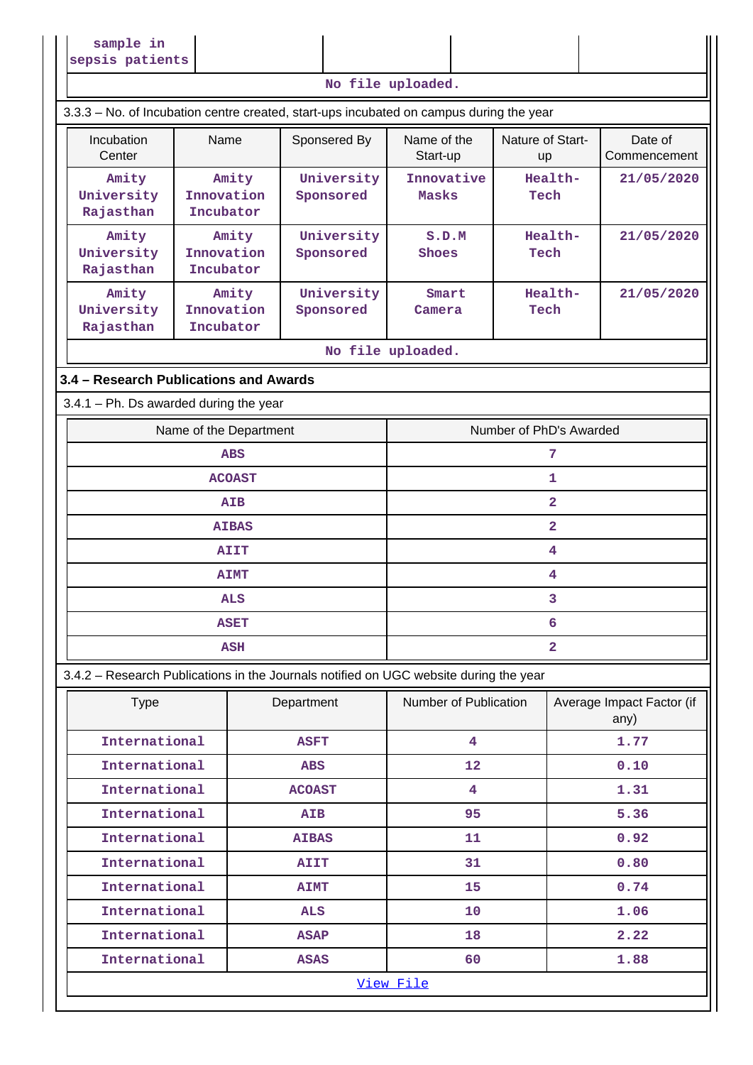| sample in sepsis patients | | | | |
|---|---|---|---|---|

No file uploaded.

3.3.3 – No. of Incubation centre created, start-ups incubated on campus during the year

| Incubation Center | Name | Sponsered By | Name of the Start-up | Nature of Start-up | Date of Commencement |
|---|---|---|---|---|---|
| Amity University Rajasthan | Amity Innovation Incubator | University Sponsored | Innovative Masks | Health-Tech | 21/05/2020 |
| Amity University Rajasthan | Amity Innovation Incubator | University Sponsored | S.D.M Shoes | Health-Tech | 21/05/2020 |
| Amity University Rajasthan | Amity Innovation Incubator | University Sponsored | Smart Camera | Health-Tech | 21/05/2020 |

No file uploaded.

### 3.4 – Research Publications and Awards

3.4.1 – Ph. Ds awarded during the year

| Name of the Department | Number of PhD's Awarded |
|---|---|
| ABS | 7 |
| ACOAST | 1 |
| AIB | 2 |
| AIBAS | 2 |
| AIIT | 4 |
| AIMT | 4 |
| ALS | 3 |
| ASET | 6 |
| ASH | 2 |

3.4.2 – Research Publications in the Journals notified on UGC website during the year

| Type | Department | Number of Publication | Average Impact Factor (if any) |
|---|---|---|---|
| International | ASFT | 4 | 1.77 |
| International | ABS | 12 | 0.10 |
| International | ACOAST | 4 | 1.31 |
| International | AIB | 95 | 5.36 |
| International | AIBAS | 11 | 0.92 |
| International | AIIT | 31 | 0.80 |
| International | AIMT | 15 | 0.74 |
| International | ALS | 10 | 1.06 |
| International | ASAP | 18 | 2.22 |
| International | ASAS | 60 | 1.88 |

View File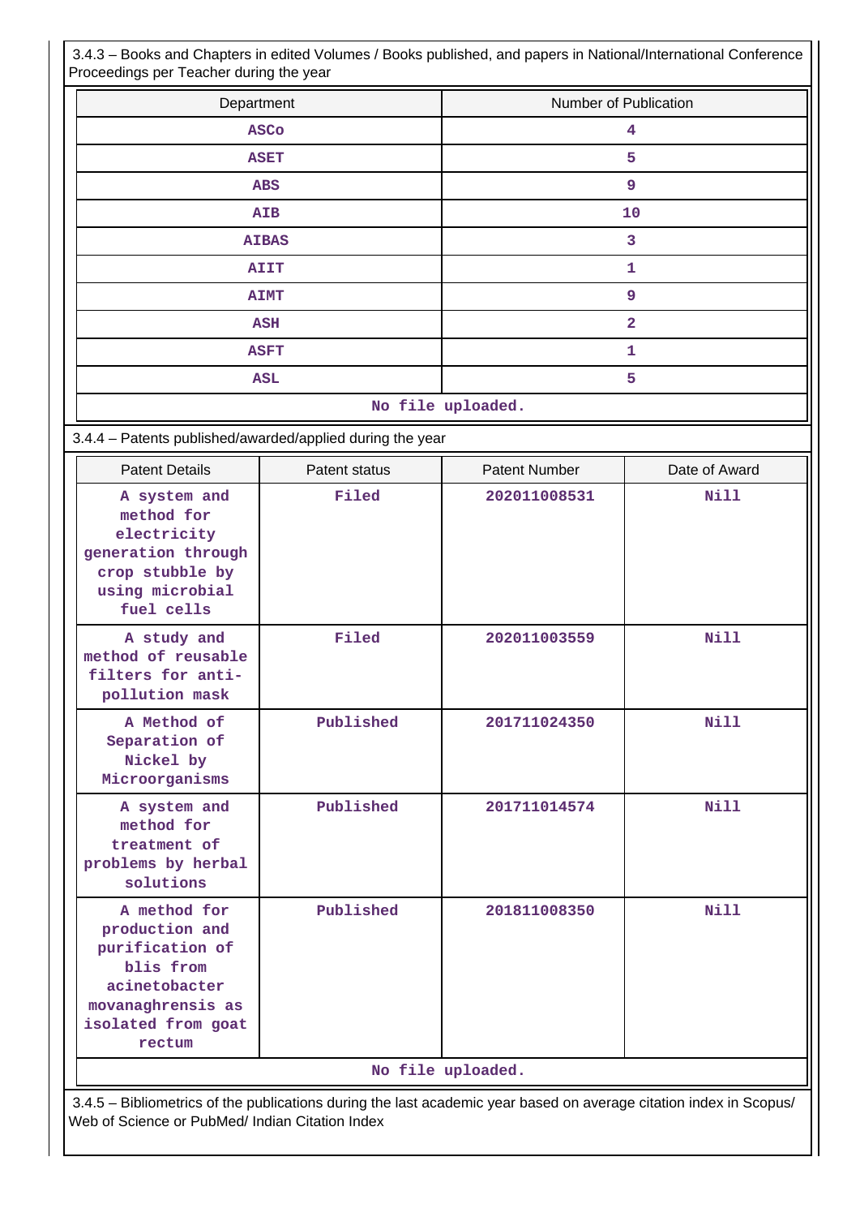3.4.3 – Books and Chapters in edited Volumes / Books published, and papers in National/International Conference Proceedings per Teacher during the year

| Department | Number of Publication |
|---|---|
| ASCo | 4 |
| ASET | 5 |
| ABS | 9 |
| AIB | 10 |
| AIBAS | 3 |
| AIIT | 1 |
| AIMT | 9 |
| ASH | 2 |
| ASFT | 1 |
| ASL | 5 |

No file uploaded.

3.4.4 – Patents published/awarded/applied during the year

| Patent Details | Patent status | Patent Number | Date of Award |
|---|---|---|---|
| A system and method for electricity generation through crop stubble by using microbial fuel cells | Filed | 202011008531 | Nill |
| A study and method of reusable filters for anti-pollution mask | Filed | 202011003559 | Nill |
| A Method of Separation of Nickel by Microorganisms | Published | 201711024350 | Nill |
| A system and method for treatment of problems by herbal solutions | Published | 201711014574 | Nill |
| A method for production and purification of blis from acinetobacter movanaghrensis as isolated from goat rectum | Published | 201811008350 | Nill |

No file uploaded.

3.4.5 – Bibliometrics of the publications during the last academic year based on average citation index in Scopus/ Web of Science or PubMed/ Indian Citation Index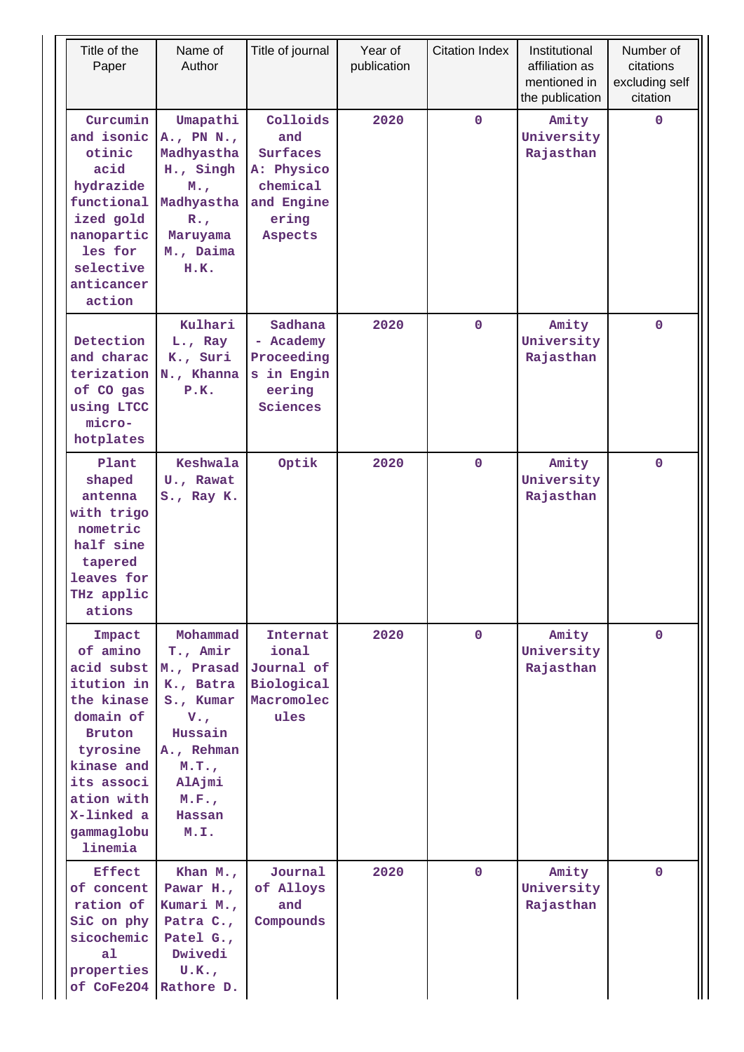| Title of the Paper | Name of Author | Title of journal | Year of publication | Citation Index | Institutional affiliation as mentioned in the publication | Number of citations excluding self citation |
|---|---|---|---|---|---|---|
| Curcumin and isonicotinic acid hydrazide functionalized gold nanoparticles for selective anticancer action | Umapathi A., PN N., Madhyastha H., Singh M., Madhyastha R., Maruyama M., Daima H.K. | Colloids and Surfaces A: Physicochemical and Engineering Aspects | 2020 | 0 | Amity University Rajasthan | 0 |
| Detection and characterization of CO gas using LTCC micro-hotplates | Kulhari L., Ray K., Suri N., Khanna P.K. | Sadhana - Academy Proceedings in Engineering Sciences | 2020 | 0 | Amity University Rajasthan | 0 |
| Plant shaped antenna with trigonometric half sine tapered leaves for THz applications | Keshwala U., Rawat S., Ray K. | Optik | 2020 | 0 | Amity University Rajasthan | 0 |
| Impact of amino acid substitution in the kinase domain of Bruton tyrosine kinase and its association with X-linked agammaglobulinemia | Mohammad T., Amir M., Prasad K., Batra S., Kumar V., Hussain A., Rehman M.T., AlAjmi M.F., Hassan M.I. | International Journal of Biological Macromolecules | 2020 | 0 | Amity University Rajasthan | 0 |
| Effect of concentration of SiC on physicochemical properties of CoFe2O4 | Khan M., Pawar H., Kumari M., Patra C., Patel G., Dwivedi U.K., Rathore D. | Journal of Alloys and Compounds | 2020 | 0 | Amity University Rajasthan | 0 |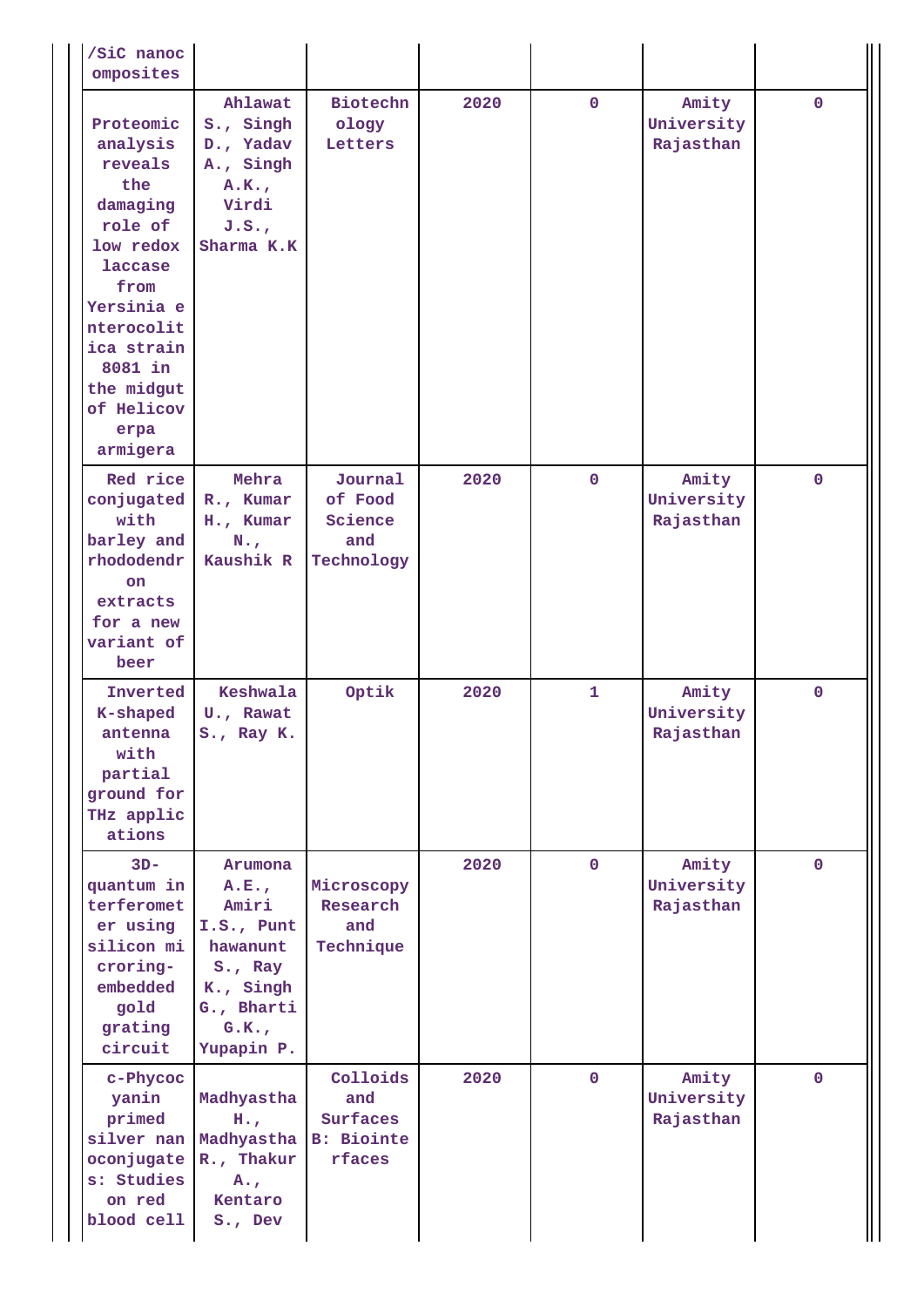| | | | | | | |
|---|---|---|---|---|---|---|
| /SiC nanocomposites | | | | | | |
| Proteomic analysis reveals the damaging role of low redox laccase from Yersinia enterocolitica strain 8081 in the midgut of Helicoverpa armigera | Ahlawat S., Singh D., Yadav A., Singh A.K., Virdi J.S., Sharma K.K | Biotechnology Letters | 2020 | 0 | Amity University Rajasthan | 0 |
| Red rice conjugated with barley and rhododendron extracts for a new variant of beer | Mehra R., Kumar H., Kumar N., Kaushik R | Journal of Food Science and Technology | 2020 | 0 | Amity University Rajasthan | 0 |
| Inverted K-shaped antenna with partial ground for THz applications | Keshwala U., Rawat S., Ray K. | Optik | 2020 | 1 | Amity University Rajasthan | 0 |
| 3D-quantum interferometer using silicon microring-embedded gold grating circuit | Arumona A.E., Amiri I.S., Punthawanunt S., Ray K., Singh G., Bharti G.K., Yupapin P. | Microscopy Research and Technique | 2020 | 0 | Amity University Rajasthan | 0 |
| c-Phycocyanin primed silver nanoconjugates: Studies on red blood cell | Madhyastha H., Madhyastha R., Thakur A., Kentaro S., Dev | Colloids and Surfaces B: Biointerfaces | 2020 | 0 | Amity University Rajasthan | 0 |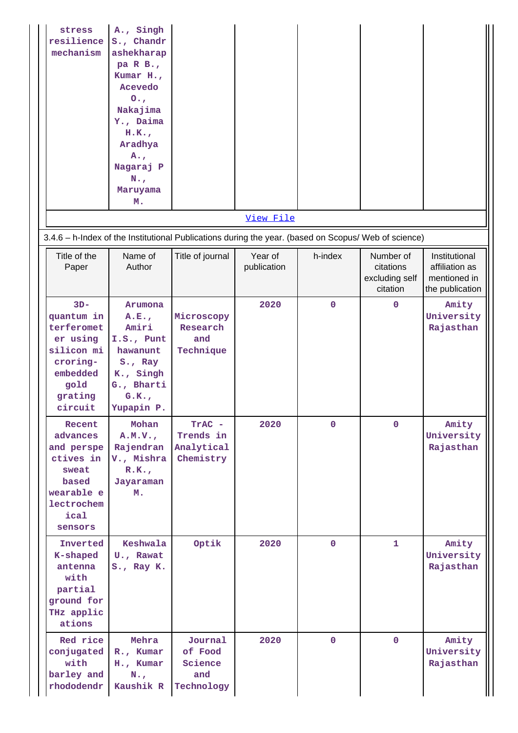| stress resilience mechanism | A., Singh S., Chandrashekharappa R B., Kumar H., Acevedo O., Nakajima Y., Daima H.K., Aradhya A., Nagaraj P N., Maruyama M. | | | | | |
|---|---|---|---|---|---|---|

View File

3.4.6 – h-Index of the Institutional Publications during the year. (based on Scopus/ Web of science)

| Title of the Paper | Name of Author | Title of journal | Year of publication | h-index | Number of citations excluding self citation | Institutional affiliation as mentioned in the publication |
|---|---|---|---|---|---|---|
| 3D-quantum interferometer using silicon microring-embedded gold grating circuit | Arumona A.E., Amiri I.S., Punthawanunt S., Ray K., Singh G., Bharti G.K., Yupapin P. | Microscopy Research and Technique | 2020 | 0 | 0 | Amity University Rajasthan |
| Recent advances and perspectives in sweat based wearable electrochemical sensors | Mohan A.M.V., Rajendran V., Mishra R.K., Jayaraman M. | TrAC - Trends in Analytical Chemistry | 2020 | 0 | 0 | Amity University Rajasthan |
| Inverted K-shaped antenna with partial ground for THz applications | Keshwala U., Rawat S., Ray K. | Optik | 2020 | 0 | 1 | Amity University Rajasthan |
| Red rice conjugated with barley and rhododendr | Mehra R., Kumar H., Kumar N., Kaushik R | Journal of Food Science and Technology | 2020 | 0 | 0 | Amity University Rajasthan |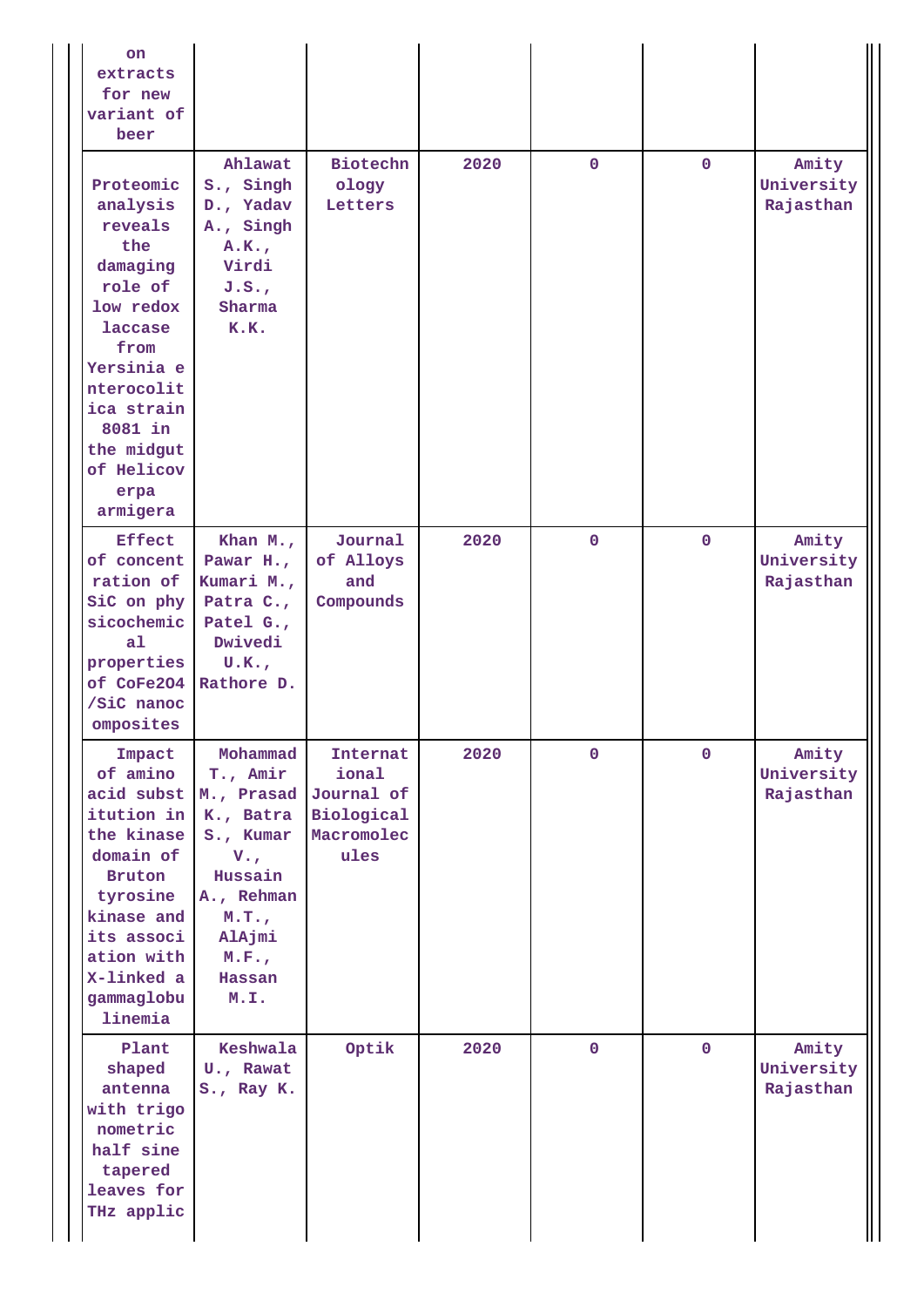| | | | | | | |
|---|---|---|---|---|---|---|
| on extracts for new variant of beer | | | | | | |
| Proteomic analysis reveals the damaging role of low redox laccase from Yersinia enterocolitica strain 8081 in the midgut of Helicoverpa armigera | Ahlawat S., Singh D., Yadav A., Singh A.K., Virdi J.S., Sharma K.K. | Biotechnology Letters | 2020 | 0 | 0 | Amity University Rajasthan |
| Effect of concentration of SiC on physicochemical properties of CoFe2O4/SiC nanocomposites | Khan M., Pawar H., Kumari M., Patra C., Patel G., Dwivedi U.K., Rathore D. | Journal of Alloys and Compounds | 2020 | 0 | 0 | Amity University Rajasthan |
| Impact of amino acid substitution in the kinase domain of Bruton tyrosine kinase and its association with X-linked agammaglobulinemia | Mohammad T., Amir M., Prasad K., Batra S., Kumar V., Hussain A., Rehman M.T., AlAjmi M.F., Hassan M.I. | International Journal of Biological Macromolecules | 2020 | 0 | 0 | Amity University Rajasthan |
| Plant shaped antenna with trigonometric half sine tapered leaves for THz applic | Keshwala U., Rawat S., Ray K. | Optik | 2020 | 0 | 0 | Amity University Rajasthan |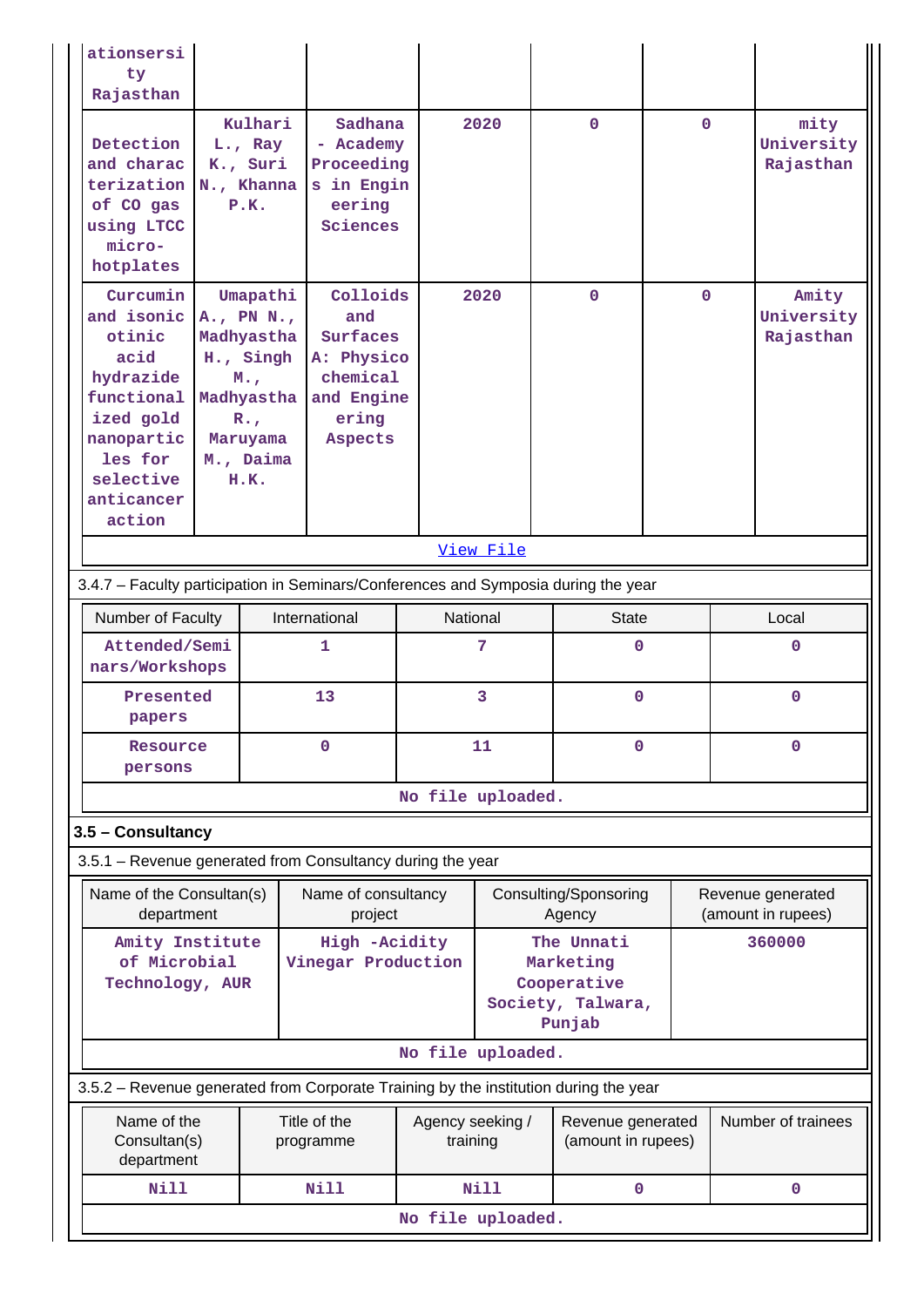| | | | | | | |
|---|---|---|---|---|---|---|
| ationsersity Rajasthan | | | | | | |
| Detection and characterization of CO gas using LTCC micro-hotplates | Kulhari L., Ray K., Suri N., Khanna P.K. | Sadhana - Academy Proceedings in Engineering Sciences | 2020 | 0 | 0 | mity University Rajasthan |
| Curcumin and isonicotinic acid hydrazide functionalized gold nanoparticles for selective anticancer action | Umapathi A., PN N., Madhyastha H., Singh M., Madhyastha R., Maruyama M., Daima H.K. | Colloids and Surfaces A: Physicochemical and Engineering Aspects | 2020 | 0 | 0 | Amity University Rajasthan |

[View File]

3.4.7 – Faculty participation in Seminars/Conferences and Symposia during the year

| Number of Faculty | International | National | State | Local |
|---|---|---|---|---|
| Attended/Seminars/Workshops | 1 | 7 | 0 | 0 |
| Presented papers | 13 | 3 | 0 | 0 |
| Resource persons | 0 | 11 | 0 | 0 |

No file uploaded.

### 3.5 – Consultancy

3.5.1 – Revenue generated from Consultancy during the year

| Name of the Consultan(s) department | Name of consultancy project | Consulting/Sponsoring Agency | Revenue generated (amount in rupees) |
|---|---|---|---|
| Amity Institute of Microbial Technology, AUR | High -Acidity Vinegar Production | The Unnati Marketing Cooperative Society, Talwara, Punjab | 360000 |

No file uploaded.

3.5.2 – Revenue generated from Corporate Training by the institution during the year

| Name of the Consultan(s) department | Title of the programme | Agency seeking / training | Revenue generated (amount in rupees) | Number of trainees |
|---|---|---|---|---|
| Nill | Nill | Nill | 0 | 0 |

No file uploaded.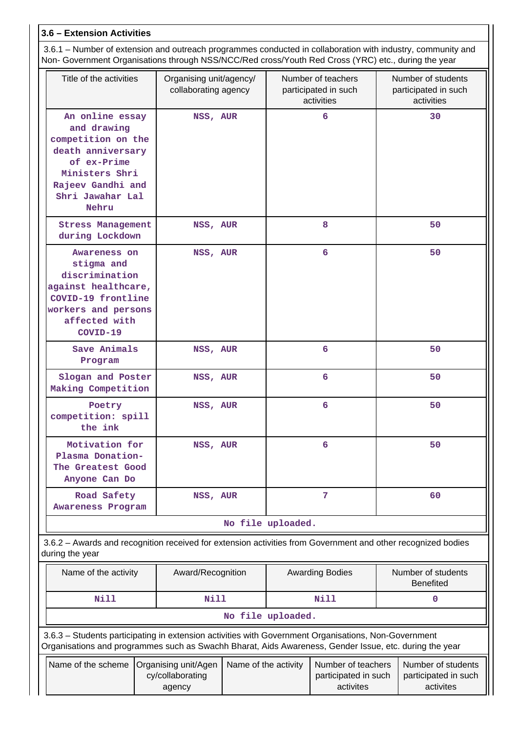### 3.6 – Extension Activities

3.6.1 – Number of extension and outreach programmes conducted in collaboration with industry, community and Non- Government Organisations through NSS/NCC/Red cross/Youth Red Cross (YRC) etc., during the year

| Title of the activities | Organising unit/agency/ collaborating agency | Number of teachers participated in such activities | Number of students participated in such activities |
|---|---|---|---|
| An online essay and drawing competition on the death anniversary of ex-Prime Ministers Shri Rajeev Gandhi and Shri Jawahar Lal Nehru | NSS, AUR | 6 | 30 |
| Stress Management during Lockdown | NSS, AUR | 8 | 50 |
| Awareness on stigma and discrimination against healthcare, COVID-19 frontline workers and persons affected with COVID-19 | NSS, AUR | 6 | 50 |
| Save Animals Program | NSS, AUR | 6 | 50 |
| Slogan and Poster Making Competition | NSS, AUR | 6 | 50 |
| Poetry competition: spill the ink | NSS, AUR | 6 | 50 |
| Motivation for Plasma Donation- The Greatest Good Anyone Can Do | NSS, AUR | 6 | 50 |
| Road Safety Awareness Program | NSS, AUR | 7 | 60 |

No file uploaded.

3.6.2 – Awards and recognition received for extension activities from Government and other recognized bodies during the year

| Name of the activity | Award/Recognition | Awarding Bodies | Number of students Benefited |
|---|---|---|---|
| Nill | Nill | Nill | 0 |

No file uploaded.

3.6.3 – Students participating in extension activities with Government Organisations, Non-Government Organisations and programmes such as Swachh Bharat, Aids Awareness, Gender Issue, etc. during the year

| Name of the scheme | Organising unit/Agency/collaborating agency | Name of the activity | Number of teachers participated in such activites | Number of students participated in such activites |
|---|---|---|---|---|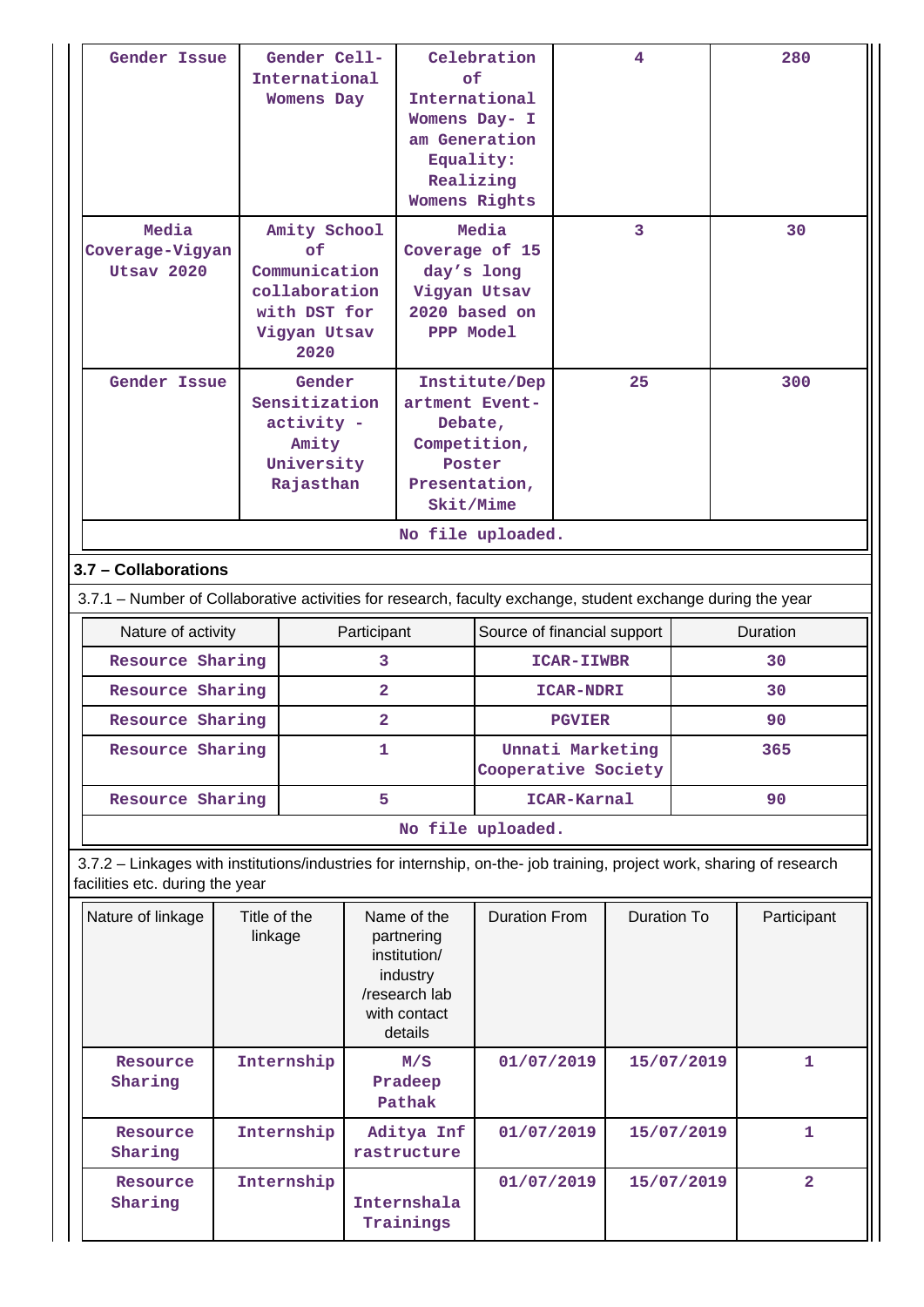| Gender Issue | Gender Cell- International Womens Day | Celebration of International Womens Day- I am Generation Equality: Realizing Womens Rights | 4 | 280 |
|---|---|---|---|---|
| Media Coverage-Vigyan Utsav 2020 | Amity School of Communication collaboration with DST for Vigyan Utsav 2020 | Media Coverage of 15 day's long Vigyan Utsav 2020 based on PPP Model | 3 | 30 |
| Gender Issue | Gender Sensitization activity - Amity University Rajasthan | Institute/Department Event- Debate, Competition, Poster Presentation, Skit/Mime | 25 | 300 |
| No file uploaded. | | | | |

### 3.7 – Collaborations

3.7.1 – Number of Collaborative activities for research, faculty exchange, student exchange during the year

| Nature of activity | Participant | Source of financial support | Duration |
|---|---|---|---|
| Resource Sharing | 3 | ICAR-IIWBR | 30 |
| Resource Sharing | 2 | ICAR-NDRI | 30 |
| Resource Sharing | 2 | PGVIER | 90 |
| Resource Sharing | 1 | Unnati Marketing Cooperative Society | 365 |
| Resource Sharing | 5 | ICAR-Karnal | 90 |
| No file uploaded. | | | |

3.7.2 – Linkages with institutions/industries for internship, on-the- job training, project work, sharing of research facilities etc. during the year

| Nature of linkage | Title of the linkage | Name of the partnering institution/ industry /research lab with contact details | Duration From | Duration To | Participant |
|---|---|---|---|---|---|
| Resource Sharing | Internship | M/S Pradeep Pathak | 01/07/2019 | 15/07/2019 | 1 |
| Resource Sharing | Internship | Aditya Infrastructure | 01/07/2019 | 15/07/2019 | 1 |
| Resource Sharing | Internship | Internshala Trainings | 01/07/2019 | 15/07/2019 | 2 |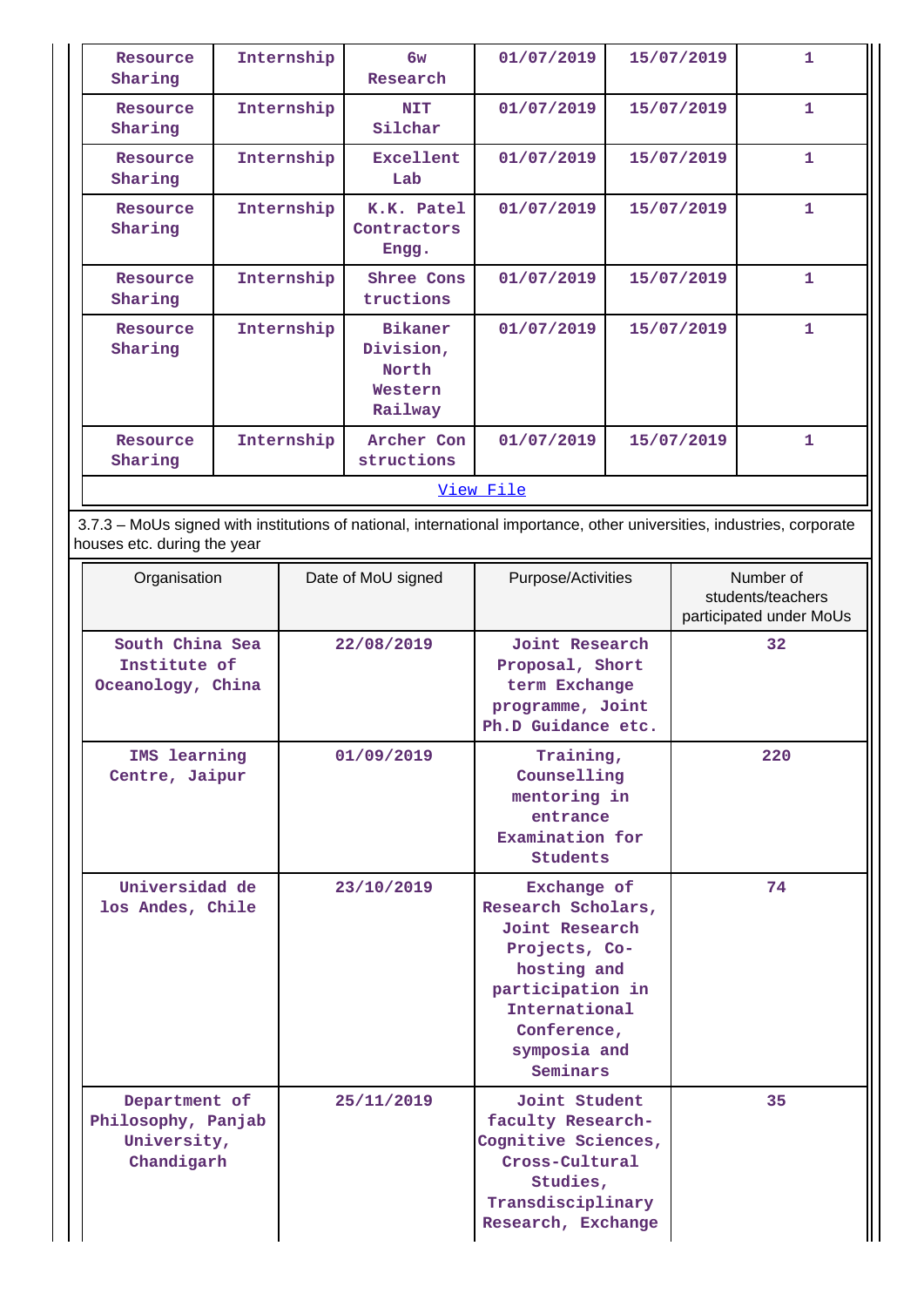| Resource Sharing | Internship | 6w Research | 01/07/2019 | 15/07/2019 | 1 |
|---|---|---|---|---|---|
| Resource Sharing | Internship | NIT Silchar | 01/07/2019 | 15/07/2019 | 1 |
| Resource Sharing | Internship | Excellent Lab | 01/07/2019 | 15/07/2019 | 1 |
| Resource Sharing | Internship | K.K. Patel Contractors Engg. | 01/07/2019 | 15/07/2019 | 1 |
| Resource Sharing | Internship | Shree Cons tructions | 01/07/2019 | 15/07/2019 | 1 |
| Resource Sharing | Internship | Bikaner Division, North Western Railway | 01/07/2019 | 15/07/2019 | 1 |
| Resource Sharing | Internship | Archer Con structions | 01/07/2019 | 15/07/2019 | 1 |

View File

3.7.3 – MoUs signed with institutions of national, international importance, other universities, industries, corporate houses etc. during the year

| Organisation | Date of MoU signed | Purpose/Activities | Number of students/teachers participated under MoUs |
|---|---|---|---|
| South China Sea Institute of Oceanology, China | 22/08/2019 | Joint Research Proposal, Short term Exchange programme, Joint Ph.D Guidance etc. | 32 |
| IMS learning Centre, Jaipur | 01/09/2019 | Training, Counselling mentoring in entrance Examination for Students | 220 |
| Universidad de los Andes, Chile | 23/10/2019 | Exchange of Research Scholars, Joint Research Projects, Co-hosting and participation in International Conference, symposia and Seminars | 74 |
| Department of Philosophy, Panjab University, Chandigarh | 25/11/2019 | Joint Student faculty Research-Cognitive Sciences, Cross-Cultural Studies, Transdisciplinary Research, Exchange | 35 |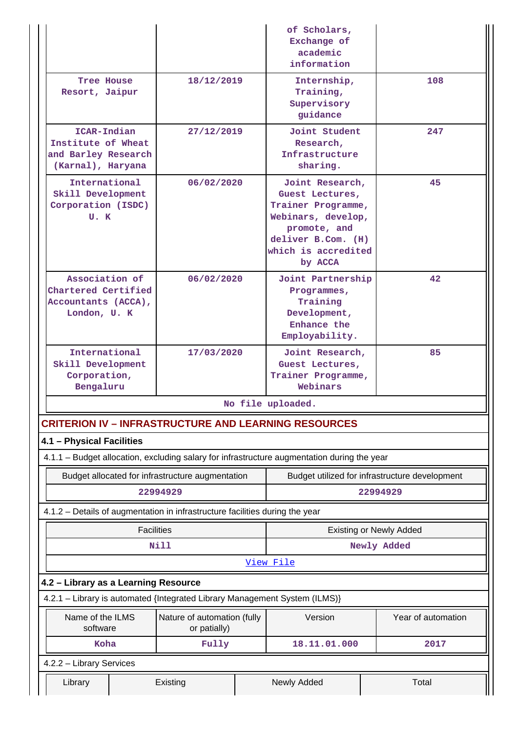| | | of Scholars, Exchange of academic information | |
|---|---|---|---|
| Tree House Resort, Jaipur | 18/12/2019 | Internship, Training, Supervisory guidance | 108 |
| ICAR-Indian Institute of Wheat and Barley Research (Karnal), Haryana | 27/12/2019 | Joint Student Research, Infrastructure sharing. | 247 |
| International Skill Development Corporation (ISDC) U. K | 06/02/2020 | Joint Research, Guest Lectures, Trainer Programme, Webinars, develop, promote, and deliver B.Com. (H) which is accredited by ACCA | 45 |
| Association of Chartered Certified Accountants (ACCA), London, U. K | 06/02/2020 | Joint Partnership Programmes, Training Development, Enhance the Employability. | 42 |
| International Skill Development Corporation, Bengaluru | 17/03/2020 | Joint Research, Guest Lectures, Trainer Programme, Webinars | 85 |
| No file uploaded. | | | |

## CRITERION IV – INFRASTRUCTURE AND LEARNING RESOURCES

### 4.1 – Physical Facilities

4.1.1 – Budget allocation, excluding salary for infrastructure augmentation during the year

| Budget allocated for infrastructure augmentation | Budget utilized for infrastructure development |
|---|---|
| 22994929 | 22994929 |

4.1.2 – Details of augmentation in infrastructure facilities during the year

| Facilities | Existing or Newly Added |
|---|---|
| Nill | Newly Added |
| View File | |

### 4.2 – Library as a Learning Resource

4.2.1 – Library is automated {Integrated Library Management System (ILMS)}

| Name of the ILMS software | Nature of automation (fully or patially) | Version | Year of automation |
|---|---|---|---|
| Koha | Fully | 18.11.01.000 | 2017 |

4.2.2 – Library Services

| Library | Existing | Newly Added | Total |
|---|---|---|---|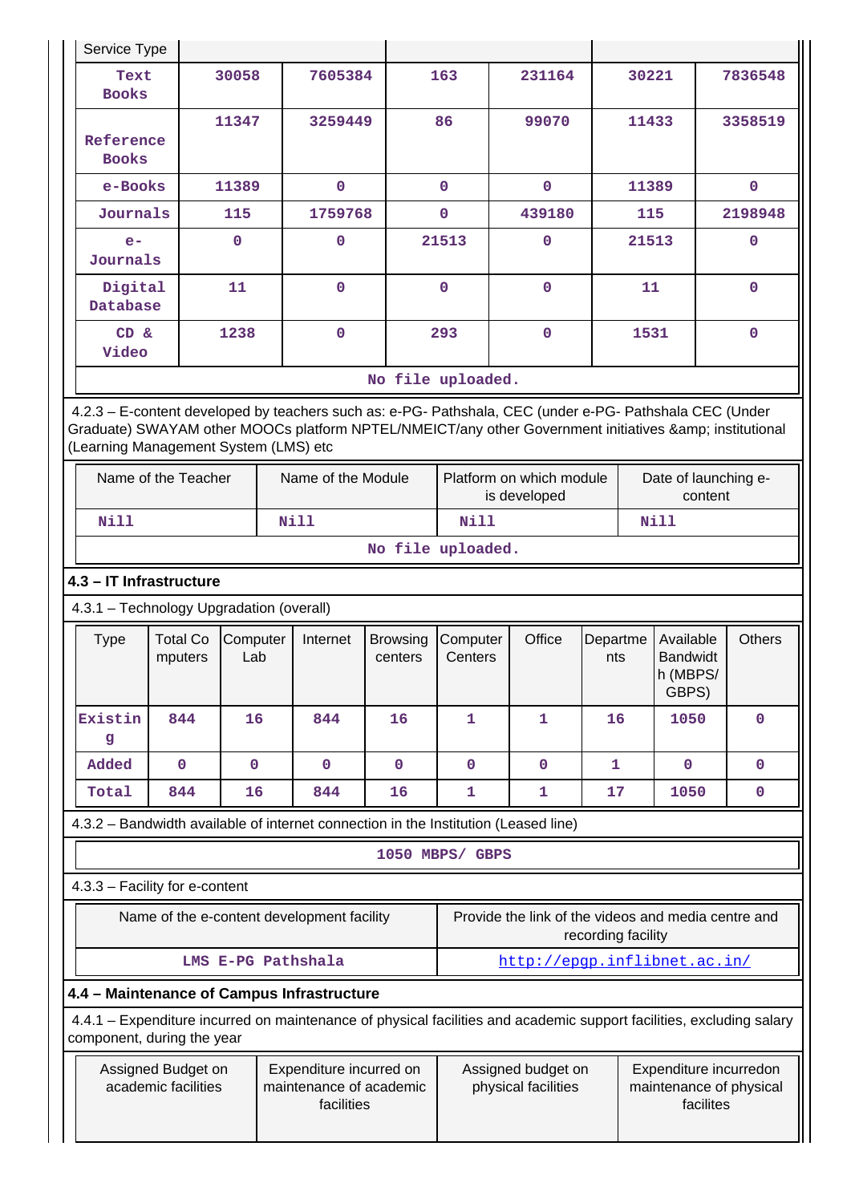| Service Type | | | | | | |
|---|---|---|---|---|---|---|
| Text Books | 30058 | 7605384 | 163 | 231164 | 30221 | 7836548 |
| Reference Books | 11347 | 3259449 | 86 | 99070 | 11433 | 3358519 |
| e-Books | 11389 | 0 | 0 | 0 | 11389 | 0 |
| Journals | 115 | 1759768 | 0 | 439180 | 115 | 2198948 |
| e-Journals | 0 | 0 | 21513 | 0 | 21513 | 0 |
| Digital Database | 11 | 0 | 0 | 0 | 11 | 0 |
| CD & Video | 1238 | 0 | 293 | 0 | 1531 | 0 |
| No file uploaded. | | | | | | |

4.2.3 – E-content developed by teachers such as: e-PG- Pathshala, CEC (under e-PG- Pathshala CEC (Under Graduate) SWAYAM other MOOCs platform NPTEL/NMEICT/any other Government initiatives &amp; institutional (Learning Management System (LMS) etc

| Name of the Teacher | Name of the Module | Platform on which module is developed | Date of launching e-content |
|---|---|---|---|
| Nill | Nill | Nill | Nill |
| No file uploaded. | | | |

## 4.3 – IT Infrastructure

4.3.1 – Technology Upgradation (overall)

| Type | Total Computers | Computer Lab | Internet | Browsing centers | Computer Centers | Office | Departments | Available Bandwidth (MBPS/ GBPS) | Others |
|---|---|---|---|---|---|---|---|---|---|
| Existing | 844 | 16 | 844 | 16 | 1 | 1 | 16 | 1050 | 0 |
| Added | 0 | 0 | 0 | 0 | 0 | 0 | 1 | 0 | 0 |
| Total | 844 | 16 | 844 | 16 | 1 | 1 | 17 | 1050 | 0 |

4.3.2 – Bandwidth available of internet connection in the Institution (Leased line)

1050 MBPS/ GBPS

4.3.3 – Facility for e-content

| Name of the e-content development facility | Provide the link of the videos and media centre and recording facility |
|---|---|
| LMS E-PG Pathshala | http://epgp.inflibnet.ac.in/ |

## 4.4 – Maintenance of Campus Infrastructure

4.4.1 – Expenditure incurred on maintenance of physical facilities and academic support facilities, excluding salary component, during the year

| Assigned Budget on academic facilities | Expenditure incurred on maintenance of academic facilities | Assigned budget on physical facilities | Expenditure incurredon maintenance of physical facilites |
|---|---|---|---|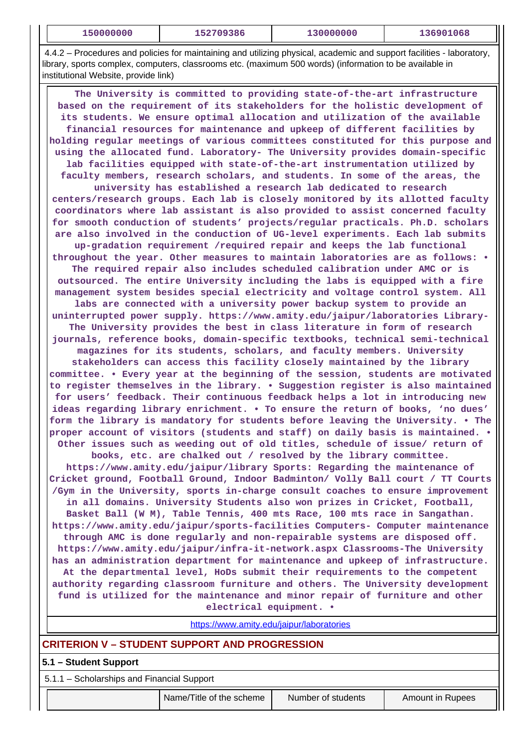| 150000000 | 152709386 | 130000000 | 136901068 |
|---|---|---|---|

4.4.2 – Procedures and policies for maintaining and utilizing physical, academic and support facilities - laboratory, library, sports complex, computers, classrooms etc. (maximum 500 words) (information to be available in institutional Website, provide link)

**The University is committed to providing state-of-the-art infrastructure based on the requirement of its stakeholders for the holistic development of its students. We ensure optimal allocation and utilization of the available financial resources for maintenance and upkeep of different facilities by holding regular meetings of various committees constituted for this purpose and using the allocated fund. Laboratory- The University provides domain-specific lab facilities equipped with state-of-the-art instrumentation utilized by faculty members, research scholars, and students. In some of the areas, the university has established a research lab dedicated to research centers/research groups. Each lab is closely monitored by its allotted faculty coordinators where lab assistant is also provided to assist concerned faculty for smooth conduction of students' projects/regular practicals. Ph.D. scholars are also involved in the conduction of UG-level experiments. Each lab submits up-gradation requirement /required repair and keeps the lab functional throughout the year. Other measures to maintain laboratories are as follows: • The required repair also includes scheduled calibration under AMC or is outsourced. The entire University including the labs is equipped with a fire management system besides special electricity and voltage control system. All labs are connected with a university power backup system to provide an uninterrupted power supply. https://www.amity.edu/jaipur/laboratories Library- The University provides the best in class literature in form of research journals, reference books, domain-specific textbooks, technical semi-technical magazines for its students, scholars, and faculty members. University stakeholders can access this facility closely maintained by the library committee. • Every year at the beginning of the session, students are motivated to register themselves in the library. • Suggestion register is also maintained for users' feedback. Their continuous feedback helps a lot in introducing new ideas regarding library enrichment. • To ensure the return of books, 'no dues' form the library is mandatory for students before leaving the University. • The proper account of visitors (students and staff) on daily basis is maintained. • Other issues such as weeding out of old titles, schedule of issue/ return of books, etc. are chalked out / resolved by the library committee. https://www.amity.edu/jaipur/library Sports: Regarding the maintenance of Cricket ground, Football Ground, Indoor Badminton/ Volly Ball court / TT Courts /Gym in the University, sports in-charge consult coaches to ensure improvement in all domains. University Students also won prizes in Cricket, Football, Basket Ball (W M), Table Tennis, 400 mts Race, 100 mts race in Sangathan. https://www.amity.edu/jaipur/sports-facilities Computers- Computer maintenance through AMC is done regularly and non-repairable systems are disposed off. https://www.amity.edu/jaipur/infra-it-network.aspx Classrooms-The University has an administration department for maintenance and upkeep of infrastructure. At the departmental level, HoDs submit their requirements to the competent authority regarding classroom furniture and others. The University development fund is utilized for the maintenance and minor repair of furniture and other electrical equipment. •**

https://www.amity.edu/jaipur/laboratories

## CRITERION V – STUDENT SUPPORT AND PROGRESSION

### 5.1 – Student Support

5.1.1 – Scholarships and Financial Support

| | Name/Title of the scheme | Number of students | Amount in Rupees |
|---|---|---|---|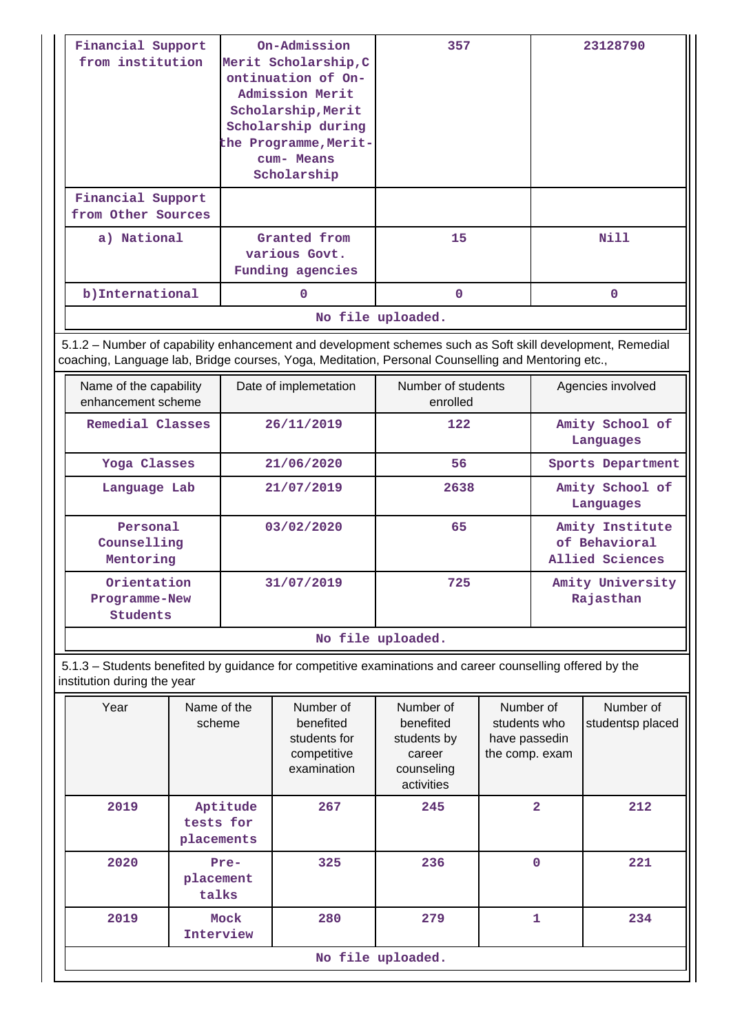| Financial Support from institution | On-Admission Merit Scholarship,Continuation of On-Admission Merit Scholarship,Merit Scholarship during the Programme,Merit-cum- Means Scholarship | 357 | 23128790 |
|---|---|---|---|
| Financial Support from Other Sources | | | |
| a) National | Granted from various Govt. Funding agencies | 15 | Nill |
| b)International | 0 | 0 | 0 |
| No file uploaded. | | | |

5.1.2 – Number of capability enhancement and development schemes such as Soft skill development, Remedial coaching, Language lab, Bridge courses, Yoga, Meditation, Personal Counselling and Mentoring etc.,

| Name of the capability enhancement scheme | Date of implemetation | Number of students enrolled | Agencies involved |
|---|---|---|---|
| Remedial Classes | 26/11/2019 | 122 | Amity School of Languages |
| Yoga Classes | 21/06/2020 | 56 | Sports Department |
| Language Lab | 21/07/2019 | 2638 | Amity School of Languages |
| Personal Counselling Mentoring | 03/02/2020 | 65 | Amity Institute of Behavioral Allied Sciences |
| Orientation Programme-New Students | 31/07/2019 | 725 | Amity University Rajasthan |
| No file uploaded. | | | |

5.1.3 – Students benefited by guidance for competitive examinations and career counselling offered by the institution during the year

| Year | Name of the scheme | Number of benefited students for competitive examination | Number of benefited students by career counseling activities | Number of students who have passedin the comp. exam | Number of studentsp placed |
|---|---|---|---|---|---|
| 2019 | Aptitude tests for placements | 267 | 245 | 2 | 212 |
| 2020 | Pre-placement talks | 325 | 236 | 0 | 221 |
| 2019 | Mock Interview | 280 | 279 | 1 | 234 |
| No file uploaded. | | | | | |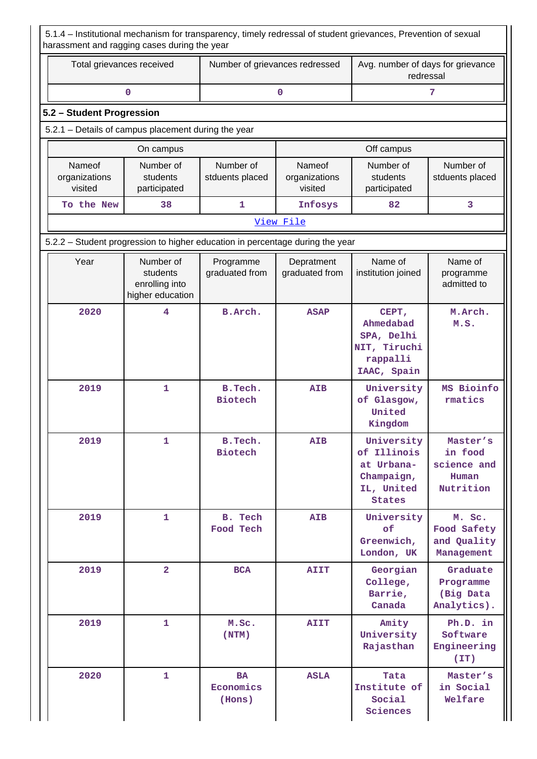5.1.4 – Institutional mechanism for transparency, timely redressal of student grievances, Prevention of sexual harassment and ragging cases during the year

| Total grievances received | Number of grievances redressed | Avg. number of days for grievance redressal |
|---|---|---|
| 0 | 0 | 7 |

## 5.2 – Student Progression

5.2.1 – Details of campus placement during the year

| On campus | | | Off campus | | |
|---|---|---|---|---|---|
| Nameof organizations visited | Number of students participated | Number of stduents placed | Nameof organizations visited | Number of students participated | Number of stduents placed |
| To the New | 38 | 1 | Infosys | 82 | 3 |

View File

5.2.2 – Student progression to higher education in percentage during the year

| Year | Number of students enrolling into higher education | Programme graduated from | Depratment graduated from | Name of institution joined | Name of programme admitted to |
|---|---|---|---|---|---|
| 2020 | 4 | B.Arch. | ASAP | CEPT, Ahmedabad SPA, Delhi NIT, Tiruchi rappalli IAAC, Spain | M.Arch. M.S. |
| 2019 | 1 | B.Tech. Biotech | AIB | University of Glasgow, United Kingdom | MS Bioinfo rmatics |
| 2019 | 1 | B.Tech. Biotech | AIB | University of Illinois at Urbana-Champaign, IL, United States | Master's in food science and Human Nutrition |
| 2019 | 1 | B. Tech Food Tech | AIB | University of Greenwich, London, UK | M. Sc. Food Safety and Quality Management |
| 2019 | 2 | BCA | AIIT | Georgian College, Barrie, Canada | Graduate Programme (Big Data Analytics). |
| 2019 | 1 | M.Sc. (NTM) | AIIT | Amity University Rajasthan | Ph.D. in Software Engineering (IT) |
| 2020 | 1 | BA Economics (Hons) | ASLA | Tata Institute of Social Sciences | Master's in Social Welfare |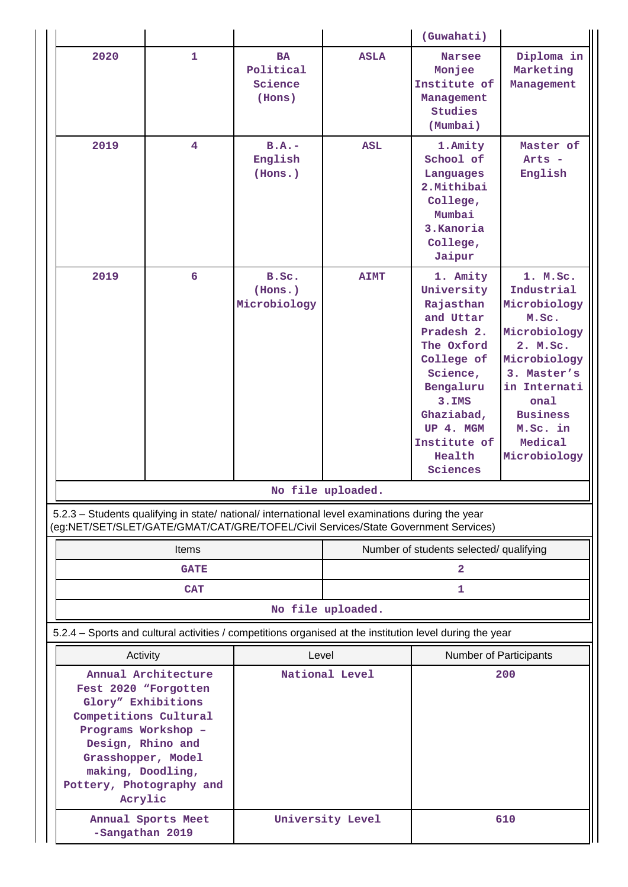| | | | | (Guwahati) | |
|---|---|---|---|---|---|
| 2020 | 1 | BA Political Science (Hons) | ASLA | Narsee Monjee Institute of Management Studies (Mumbai) | Diploma in Marketing Management |
| 2019 | 4 | B.A.-English (Hons.) | ASL | 1.Amity School of Languages 2.Mithibai College, Mumbai 3.Kanoria College, Jaipur | Master of Arts - English |
| 2019 | 6 | B.Sc. (Hons.) Microbiology | AIMT | 1. Amity University Rajasthan and Uttar Pradesh 2. The Oxford College of Science, Bengaluru 3.IMS Ghaziabad, UP 4. MGM Institute of Health Sciences | 1. M.Sc. Industrial Microbiology M.Sc. Microbiology 2. M.Sc. Microbiology 3. Master's in International Business M.Sc. in Medical Microbiology |

No file uploaded.

5.2.3 – Students qualifying in state/ national/ international level examinations during the year (eg:NET/SET/SLET/GATE/GMAT/CAT/GRE/TOFEL/Civil Services/State Government Services)

| Items | Number of students selected/ qualifying |
|---|---|
| GATE | 2 |
| CAT | 1 |

No file uploaded.

5.2.4 – Sports and cultural activities / competitions organised at the institution level during the year

| Activity | Level | Number of Participants |
|---|---|---|
| Annual Architecture Fest 2020 "Forgotten Glory" Exhibitions Competitions Cultural Programs Workshop – Design, Rhino and Grasshopper, Model making, Doodling, Pottery, Photography and Acrylic | National Level | 200 |
| Annual Sports Meet -Sangathan 2019 | University Level | 610 |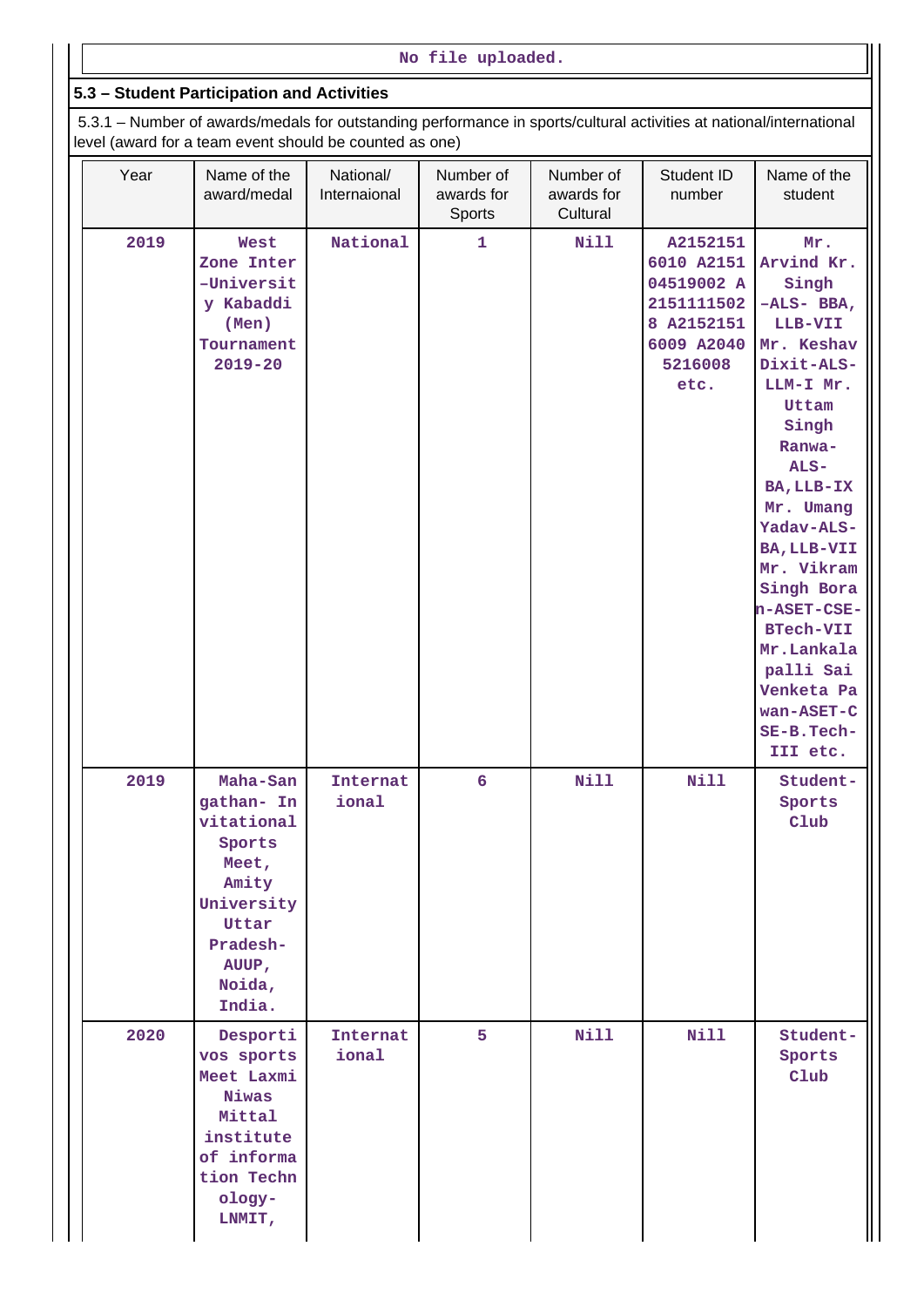No file uploaded.

## 5.3 – Student Participation and Activities

5.3.1 – Number of awards/medals for outstanding performance in sports/cultural activities at national/international level (award for a team event should be counted as one)

| Year | Name of the award/medal | National/ Internaional | Number of awards for Sports | Number of awards for Cultural | Student ID number | Name of the student |
|---|---|---|---|---|---|---|
| 2019 | West Zone Inter-University Kabaddi (Men) Tournament 2019-20 | National | 1 | Nill | A21521516010 A215104519002 A2151111502 8 A21521516009 A20405216008 etc. | Mr. Arvind Kr. Singh -ALS- BBA, LLB-VII Mr. Keshav Dixit-ALS-LLM-I Mr. Uttam Singh Ranwa-ALS-BA,LLB-IX Mr. Umang Yadav-ALS-BA,LLB-VII Mr. Vikram Singh Boran-ASET-CSE-BTech-VII Mr.Lankalapalli Sai Venketa Pawan-ASET-CSE-B.Tech-III etc. |
| 2019 | Maha-Sangathan- Invitational Sports Meet, Amity University Uttar Pradesh-AUUP, Noida, India. | International | 6 | Nill | Nill | Student-Sports Club |
| 2020 | Desportivos sports Meet Laxmi Niwas Mittal institute of information Technology-LNMIT, | International | 5 | Nill | Nill | Student-Sports Club |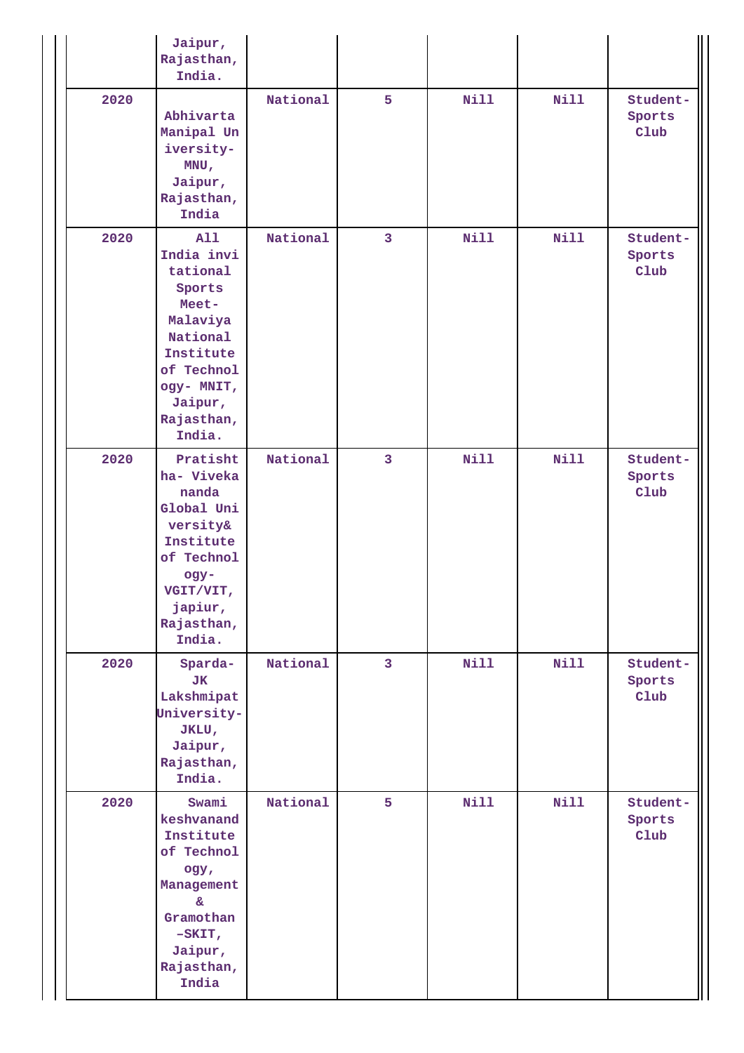| | | | | | | |
|---|---|---|---|---|---|---|
| | Jaipur, Rajasthan, India. | | | | | |
| 2020 | Abhivarta Manipal University-MNU, Jaipur, Rajasthan, India | National | 5 | Nill | Nill | Student-Sports Club |
| 2020 | All India invitational Sports Meet-Malaviya National Institute of Technology- MNIT, Jaipur, Rajasthan, India. | National | 3 | Nill | Nill | Student-Sports Club |
| 2020 | Pratishtha- Vivekananda Global University& Institute of Technology-VGIT/VIT, japiur, Rajasthan, India. | National | 3 | Nill | Nill | Student-Sports Club |
| 2020 | Sparda-JK Lakshmipat University-JKLU, Jaipur, Rajasthan, India. | National | 3 | Nill | Nill | Student-Sports Club |
| 2020 | Swami keshvanand Institute of Technology, Management & Gramothan -SKIT, Jaipur, Rajasthan, India | National | 5 | Nill | Nill | Student-Sports Club |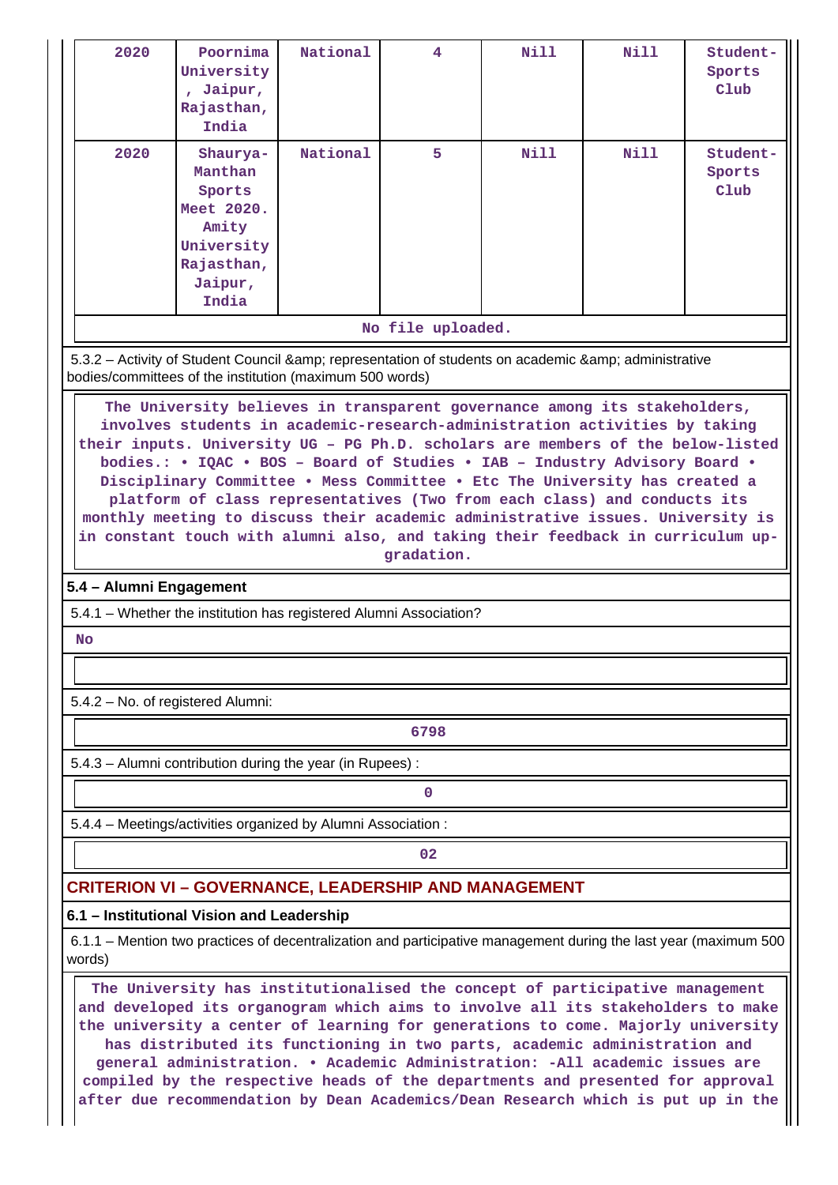| 2020 | Poornima University , Jaipur, Rajasthan, India | National | 4 | Nill | Nill | Student-Sports Club |
|---|---|---|---|---|---|---|
| 2020 | Shaurya-Manthan Sports Meet 2020. Amity University Rajasthan, Jaipur, India | National | 5 | Nill | Nill | Student-Sports Club |

No file uploaded.

5.3.2 – Activity of Student Council &amp; representation of students on academic &amp; administrative bodies/committees of the institution (maximum 500 words)

The University believes in transparent governance among its stakeholders, involves students in academic-research-administration activities by taking their inputs. University UG – PG Ph.D. scholars are members of the below-listed bodies.: • IQAC • BOS – Board of Studies • IAB – Industry Advisory Board • Disciplinary Committee • Mess Committee • Etc The University has created a platform of class representatives (Two from each class) and conducts its monthly meeting to discuss their academic administrative issues. University is in constant touch with alumni also, and taking their feedback in curriculum up-gradation.

## 5.4 – Alumni Engagement

5.4.1 – Whether the institution has registered Alumni Association?

No

5.4.2 – No. of registered Alumni:

6798

5.4.3 – Alumni contribution during the year (in Rupees) :

0

5.4.4 – Meetings/activities organized by Alumni Association :

02

# CRITERION VI – GOVERNANCE, LEADERSHIP AND MANAGEMENT

## 6.1 – Institutional Vision and Leadership

6.1.1 – Mention two practices of decentralization and participative management during the last year (maximum 500 words)

The University has institutionalised the concept of participative management and developed its organogram which aims to involve all its stakeholders to make the university a center of learning for generations to come. Majorly university has distributed its functioning in two parts, academic administration and general administration. • Academic Administration: -All academic issues are compiled by the respective heads of the departments and presented for approval after due recommendation by Dean Academics/Dean Research which is put up in the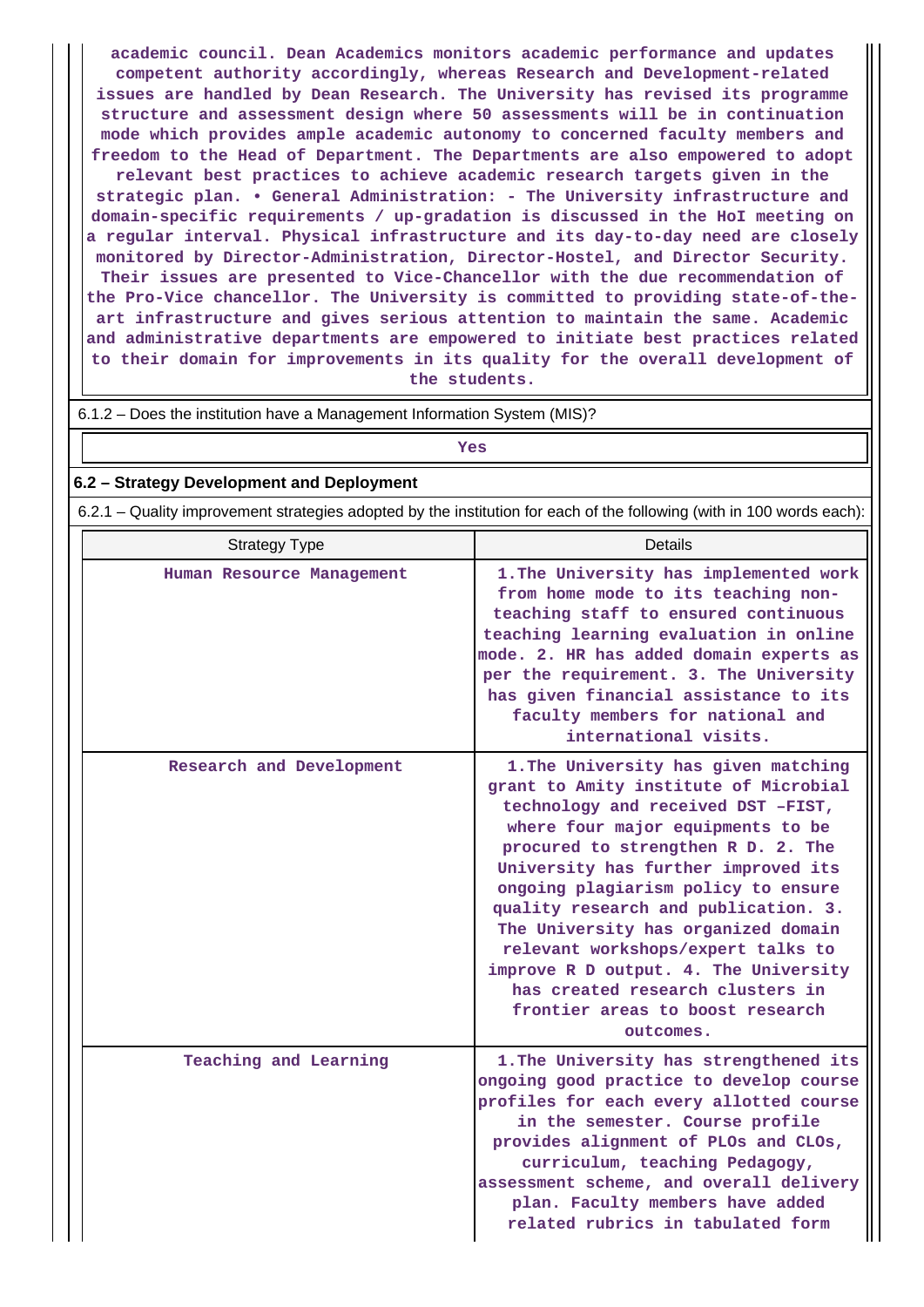academic council. Dean Academics monitors academic performance and updates competent authority accordingly, whereas Research and Development-related issues are handled by Dean Research. The University has revised its programme structure and assessment design where 50 assessments will be in continuation mode which provides ample academic autonomy to concerned faculty members and freedom to the Head of Department. The Departments are also empowered to adopt relevant best practices to achieve academic research targets given in the strategic plan. • General Administration: - The University infrastructure and domain-specific requirements / up-gradation is discussed in the HoI meeting on a regular interval. Physical infrastructure and its day-to-day need are closely monitored by Director-Administration, Director-Hostel, and Director Security. Their issues are presented to Vice-Chancellor with the due recommendation of the Pro-Vice chancellor. The University is committed to providing state-of-the-art infrastructure and gives serious attention to maintain the same. Academic and administrative departments are empowered to initiate best practices related to their domain for improvements in its quality for the overall development of the students.

6.1.2 – Does the institution have a Management Information System (MIS)?

Yes

## 6.2 – Strategy Development and Deployment

6.2.1 – Quality improvement strategies adopted by the institution for each of the following (with in 100 words each):

| Strategy Type | Details |
|---|---|
| Human Resource Management | 1.The University has implemented work from home mode to its teaching non-teaching staff to ensured continuous teaching learning evaluation in online mode. 2. HR has added domain experts as per the requirement. 3. The University has given financial assistance to its faculty members for national and international visits. |
| Research and Development | 1.The University has given matching grant to Amity institute of Microbial technology and received DST –FIST, where four major equipments to be procured to strengthen R D. 2. The University has further improved its ongoing plagiarism policy to ensure quality research and publication. 3. The University has organized domain relevant workshops/expert talks to improve R D output. 4. The University has created research clusters in frontier areas to boost research outcomes. |
| Teaching and Learning | 1.The University has strengthened its ongoing good practice to develop course profiles for each every allotted course in the semester. Course profile provides alignment of PLOs and CLOs, curriculum, teaching Pedagogy, assessment scheme, and overall delivery plan. Faculty members have added related rubrics in tabulated form |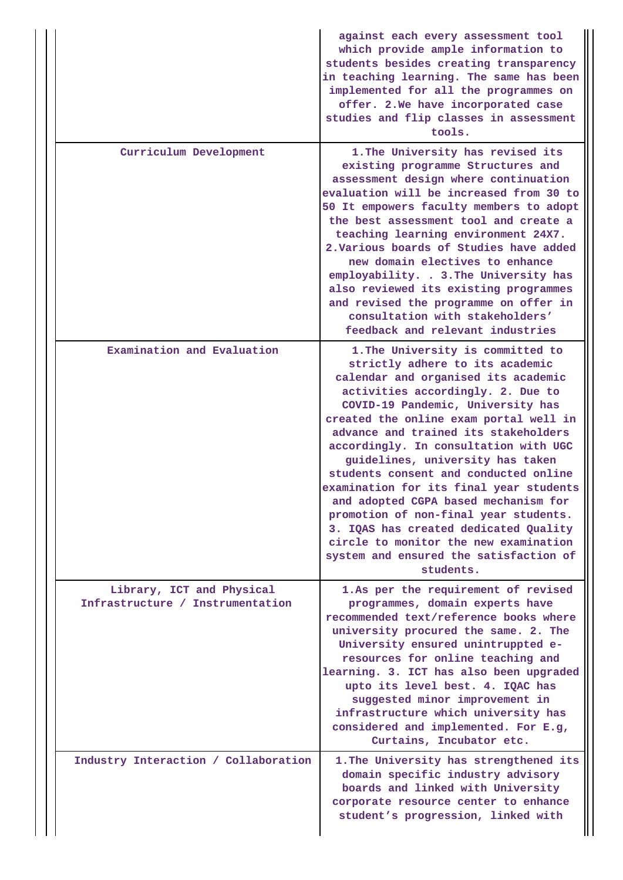| | |
|---|---|
| | against each every assessment tool which provide ample information to students besides creating transparency in teaching learning. The same has been implemented for all the programmes on offer. 2.We have incorporated case studies and flip classes in assessment tools. |
| Curriculum Development | 1.The University has revised its existing programme Structures and assessment design where continuation evaluation will be increased from 30 to 50 It empowers faculty members to adopt the best assessment tool and create a teaching learning environment 24X7. 2.Various boards of Studies have added new domain electives to enhance employability. . 3.The University has also reviewed its existing programmes and revised the programme on offer in consultation with stakeholders' feedback and relevant industries |
| Examination and Evaluation | 1.The University is committed to strictly adhere to its academic calendar and organised its academic activities accordingly. 2. Due to COVID-19 Pandemic, University has created the online exam portal well in advance and trained its stakeholders accordingly. In consultation with UGC guidelines, university has taken students consent and conducted online examination for its final year students and adopted CGPA based mechanism for promotion of non-final year students. 3. IQAS has created dedicated Quality circle to monitor the new examination system and ensured the satisfaction of students. |
| Library, ICT and Physical Infrastructure / Instrumentation | 1.As per the requirement of revised programmes, domain experts have recommended text/reference books where university procured the same. 2. The University ensured unintruppted e-resources for online teaching and learning. 3. ICT has also been upgraded upto its level best. 4. IQAC has suggested minor improvement in infrastructure which university has considered and implemented. For E.g, Curtains, Incubator etc. |
| Industry Interaction / Collaboration | 1.The University has strengthened its domain specific industry advisory boards and linked with University corporate resource center to enhance student's progression, linked with |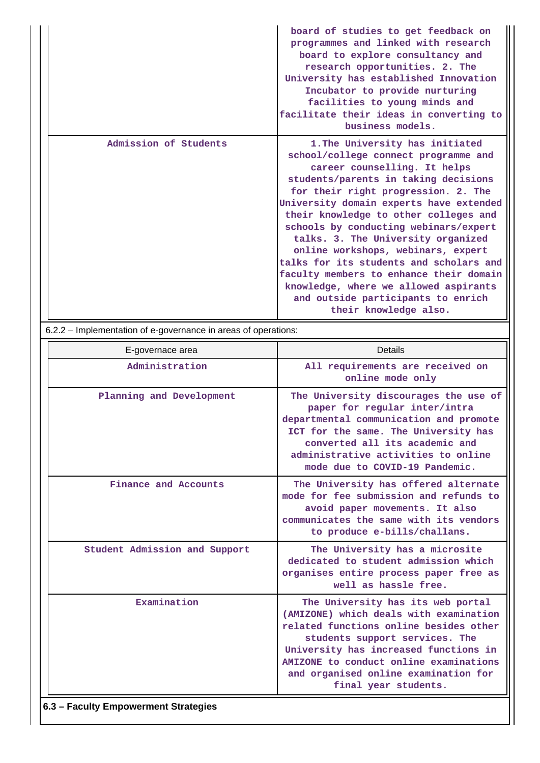| | |
|---|---|
| | board of studies to get feedback on programmes and linked with research board to explore consultancy and research opportunities. 2. The University has established Innovation Incubator to provide nurturing facilities to young minds and facilitate their ideas in converting to business models. |
| Admission of Students | 1.The University has initiated school/college connect programme and career counselling. It helps students/parents in taking decisions for their right progression. 2. The University domain experts have extended their knowledge to other colleges and schools by conducting webinars/expert talks. 3. The University organized online workshops, webinars, expert talks for its students and scholars and faculty members to enhance their domain knowledge, where we allowed aspirants and outside participants to enrich their knowledge also. |

6.2.2 – Implementation of e-governance in areas of operations:

| E-governace area | Details |
|---|---|
| Administration | All requirements are received on online mode only |
| Planning and Development | The University discourages the use of paper for regular inter/intra departmental communication and promote ICT for the same. The University has converted all its academic and administrative activities to online mode due to COVID-19 Pandemic. |
| Finance and Accounts | The University has offered alternate mode for fee submission and refunds to avoid paper movements. It also communicates the same with its vendors to produce e-bills/challans. |
| Student Admission and Support | The University has a microsite dedicated to student admission which organises entire process paper free as well as hassle free. |
| Examination | The University has its web portal (AMIZONE) which deals with examination related functions online besides other students support services. The University has increased functions in AMIZONE to conduct online examinations and organised online examination for final year students. |

**6.3 – Faculty Empowerment Strategies**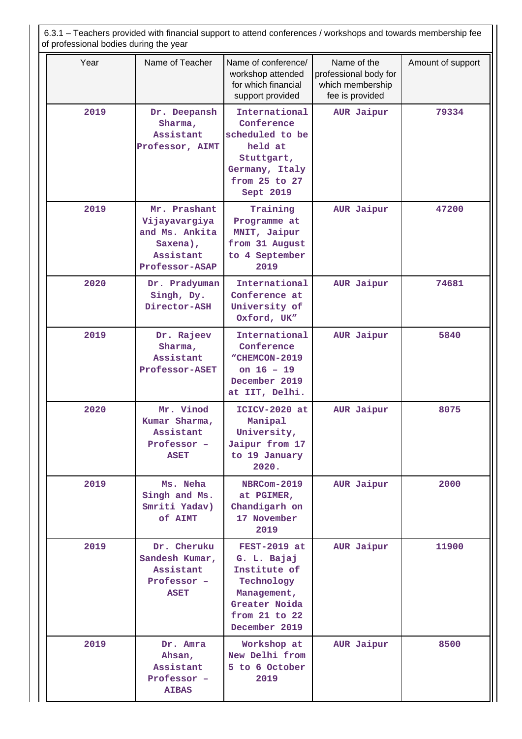6.3.1 – Teachers provided with financial support to attend conferences / workshops and towards membership fee of professional bodies during the year

| Year | Name of Teacher | Name of conference/ workshop attended for which financial support provided | Name of the professional body for which membership fee is provided | Amount of support |
|---|---|---|---|---|
| 2019 | Dr. Deepansh Sharma, Assistant Professor, AIMT | International Conference scheduled to be held at Stuttgart, Germany, Italy from 25 to 27 Sept 2019 | AUR Jaipur | 79334 |
| 2019 | Mr. Prashant Vijayavargiya and Ms. Ankita Saxena), Assistant Professor-ASAP | Training Programme at MNIT, Jaipur from 31 August to 4 September 2019 | AUR Jaipur | 47200 |
| 2020 | Dr. Pradyuman Singh, Dy. Director-ASH | International Conference at University of Oxford, UK” | AUR Jaipur | 74681 |
| 2019 | Dr. Rajeev Sharma, Assistant Professor-ASET | International Conference “CHEMCON-2019 on 16 – 19 December 2019 at IIT, Delhi. | AUR Jaipur | 5840 |
| 2020 | Mr. Vinod Kumar Sharma, Assistant Professor – ASET | ICICV-2020 at Manipal University, Jaipur from 17 to 19 January 2020. | AUR Jaipur | 8075 |
| 2019 | Ms. Neha Singh and Ms. Smriti Yadav) of AIMT | NBRCom-2019 at PGIMER, Chandigarh on 17 November 2019 | AUR Jaipur | 2000 |
| 2019 | Dr. Cheruku Sandesh Kumar, Assistant Professor – ASET | FEST-2019 at G. L. Bajaj Institute of Technology Management, Greater Noida from 21 to 22 December 2019 | AUR Jaipur | 11900 |
| 2019 | Dr. Amra Ahsan, Assistant Professor – AIBAS | Workshop at New Delhi from 5 to 6 October 2019 | AUR Jaipur | 8500 |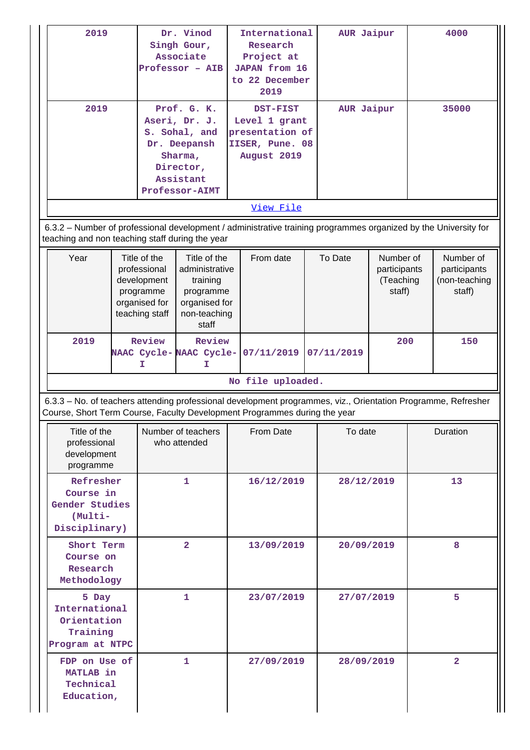| | | | | |
|---|---|---|---|---|
| 2019 | Dr. Vinod Singh Gour, Associate Professor – AIB | International Research Project at JAPAN from 16 to 22 December 2019 | AUR Jaipur | 4000 |
| 2019 | Prof. G. K. Aseri, Dr. J. S. Sohal, and Dr. Deepansh Sharma, Director, Assistant Professor-AIMT | DST-FIST Level 1 grant presentation of IISER, Pune. 08 August 2019 | AUR Jaipur | 35000 |

View File

6.3.2 – Number of professional development / administrative training programmes organized by the University for teaching and non teaching staff during the year

| Year | Title of the professional development programme organised for teaching staff | Title of the administrative training programme organised for non-teaching staff | From date | To Date | Number of participants (Teaching staff) | Number of participants (non-teaching staff) |
|---|---|---|---|---|---|---|
| 2019 | Review NAAC Cycle-I | Review NAAC Cycle-I | 07/11/2019 | 07/11/2019 | 200 | 150 |

No file uploaded.

6.3.3 – No. of teachers attending professional development programmes, viz., Orientation Programme, Refresher Course, Short Term Course, Faculty Development Programmes during the year

| Title of the professional development programme | Number of teachers who attended | From Date | To date | Duration |
|---|---|---|---|---|
| Refresher Course in Gender Studies (Multi-Disciplinary) | 1 | 16/12/2019 | 28/12/2019 | 13 |
| Short Term Course on Research Methodology | 2 | 13/09/2019 | 20/09/2019 | 8 |
| 5 Day International Orientation Training Program at NTPC | 1 | 23/07/2019 | 27/07/2019 | 5 |
| FDP on Use of MATLAB in Technical Education, | 1 | 27/09/2019 | 28/09/2019 | 2 |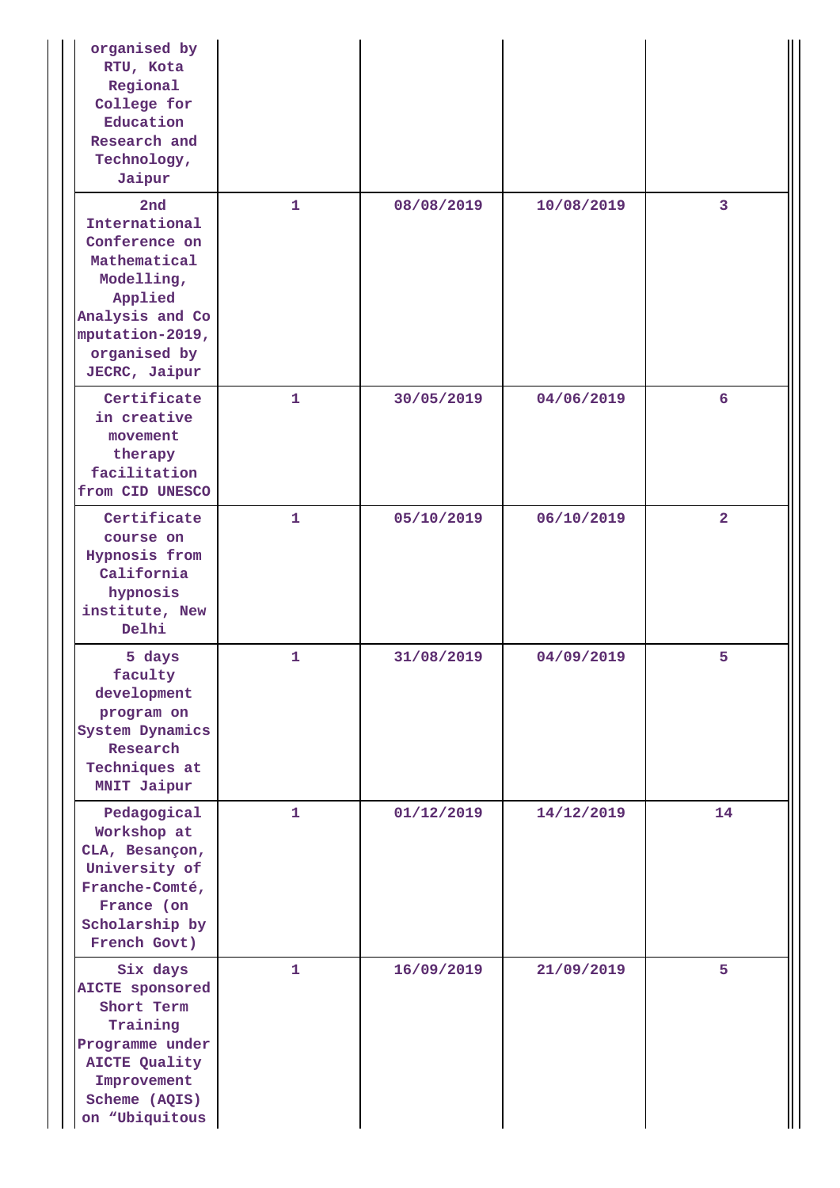| | | | | |
|---|---|---|---|---|
| organised by RTU, Kota Regional College for Education Research and Technology, Jaipur | | | | |
| 2nd International Conference on Mathematical Modelling, Applied Analysis and Computation-2019, organised by JECRC, Jaipur | 1 | 08/08/2019 | 10/08/2019 | 3 |
| Certificate in creative movement therapy facilitation from CID UNESCO | 1 | 30/05/2019 | 04/06/2019 | 6 |
| Certificate course on Hypnosis from California hypnosis institute, New Delhi | 1 | 05/10/2019 | 06/10/2019 | 2 |
| 5 days faculty development program on System Dynamics Research Techniques at MNIT Jaipur | 1 | 31/08/2019 | 04/09/2019 | 5 |
| Pedagogical Workshop at CLA, Besançon, University of Franche-Comté, France (on Scholarship by French Govt) | 1 | 01/12/2019 | 14/12/2019 | 14 |
| Six days AICTE sponsored Short Term Training Programme under AICTE Quality Improvement Scheme (AQIS) on “Ubiquitous | 1 | 16/09/2019 | 21/09/2019 | 5 |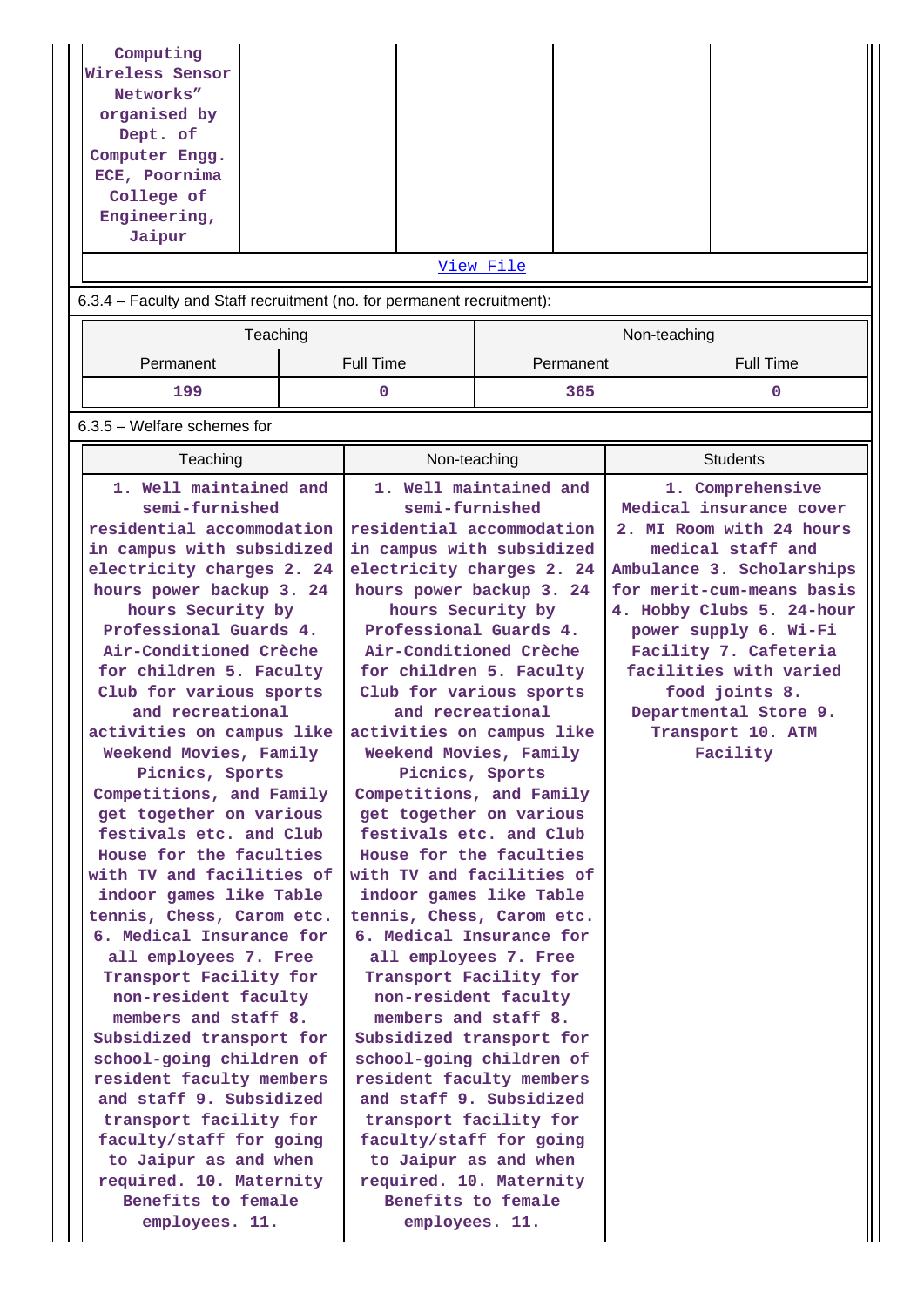| Computing Wireless Sensor Networks" organised by Dept. of Computer Engg. ECE, Poornima College of Engineering, Jaipur | | | | |
|---|---|---|---|---|

View File

6.3.4 – Faculty and Staff recruitment (no. for permanent recruitment):

| Teaching | | Non-teaching | |
|---|---|---|---|
| Permanent | Full Time | Permanent | Full Time |
| 199 | 0 | 365 | 0 |

6.3.5 – Welfare schemes for

| Teaching | Non-teaching | Students |
|---|---|---|
| 1. Well maintained and semi-furnished residential accommodation in campus with subsidized electricity charges 2. 24 hours power backup 3. 24 hours Security by Professional Guards 4. Air-Conditioned Crèche for children 5. Faculty Club for various sports and recreational activities on campus like Weekend Movies, Family Picnics, Sports Competitions, and Family get together on various festivals etc. and Club House for the faculties with TV and facilities of indoor games like Table tennis, Chess, Carom etc. 6. Medical Insurance for all employees 7. Free Transport Facility for non-resident faculty members and staff 8. Subsidized transport for school-going children of resident faculty members and staff 9. Subsidized transport facility for faculty/staff for going to Jaipur as and when required. 10. Maternity Benefits to female employees. 11. | 1. Well maintained and semi-furnished residential accommodation in campus with subsidized electricity charges 2. 24 hours power backup 3. 24 hours Security by Professional Guards 4. Air-Conditioned Crèche for children 5. Faculty Club for various sports and recreational activities on campus like Weekend Movies, Family Picnics, Sports Competitions, and Family get together on various festivals etc. and Club House for the faculties with TV and facilities of indoor games like Table tennis, Chess, Carom etc. 6. Medical Insurance for all employees 7. Free Transport Facility for non-resident faculty members and staff 8. Subsidized transport for school-going children of resident faculty members and staff 9. Subsidized transport facility for faculty/staff for going to Jaipur as and when required. 10. Maternity Benefits to female employees. 11. | 1. Comprehensive Medical insurance cover 2. MI Room with 24 hours medical staff and Ambulance 3. Scholarships for merit-cum-means basis 4. Hobby Clubs 5. 24-hour power supply 6. Wi-Fi Facility 7. Cafeteria facilities with varied food joints 8. Departmental Store 9. Transport 10. ATM Facility |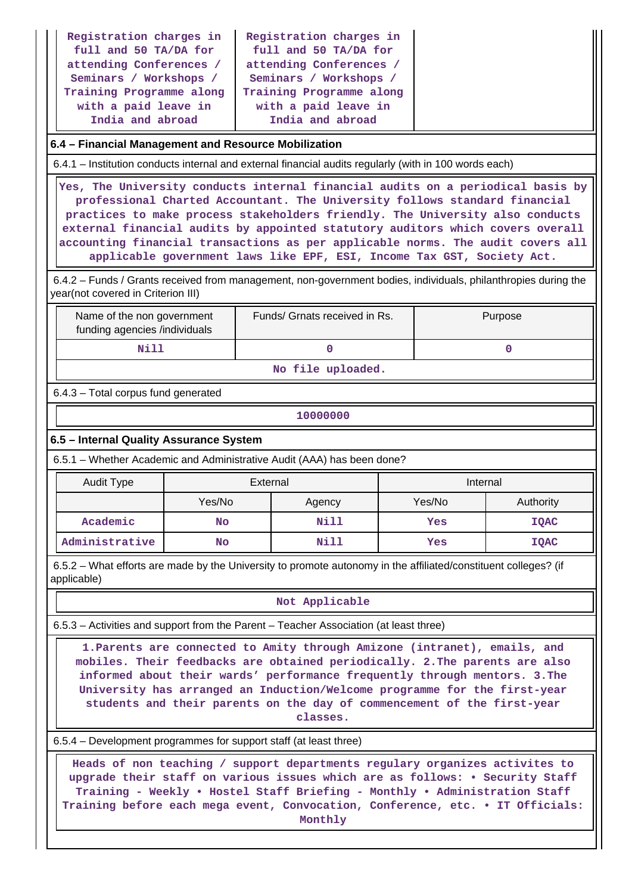| Registration charges in full and 50 TA/DA for attending Conferences / Seminars / Workshops / Training Programme along with a paid leave in India and abroad | Registration charges in full and 50 TA/DA for attending Conferences / Seminars / Workshops / Training Programme along with a paid leave in India and abroad | |
|---|---|---|

## 6.4 – Financial Management and Resource Mobilization

6.4.1 – Institution conducts internal and external financial audits regularly (with in 100 words each)

Yes, The University conducts internal financial audits on a periodical basis by professional Charted Accountant. The University follows standard financial practices to make process stakeholders friendly. The University also conducts external financial audits by appointed statutory auditors which covers overall accounting financial transactions as per applicable norms. The audit covers all applicable government laws like EPF, ESI, Income Tax GST, Society Act.

6.4.2 – Funds / Grants received from management, non-government bodies, individuals, philanthropies during the year(not covered in Criterion III)

| Name of the non government funding agencies /individuals | Funds/ Grnats received in Rs. | Purpose |
|---|---|---|
| Nill | 0 | 0 |

No file uploaded.

6.4.3 – Total corpus fund generated

10000000

## 6.5 – Internal Quality Assurance System

6.5.1 – Whether Academic and Administrative Audit (AAA) has been done?

| Audit Type | External | | Internal | |
|---|---|---|---|---|
| | Yes/No | Agency | Yes/No | Authority |
| Academic | No | Nill | Yes | IQAC |
| Administrative | No | Nill | Yes | IQAC |

6.5.2 – What efforts are made by the University to promote autonomy in the affiliated/constituent colleges? (if applicable)

Not Applicable

6.5.3 – Activities and support from the Parent – Teacher Association (at least three)

1.Parents are connected to Amity through Amizone (intranet), emails, and mobiles. Their feedbacks are obtained periodically. 2.The parents are also informed about their wards' performance frequently through mentors. 3.The University has arranged an Induction/Welcome programme for the first-year students and their parents on the day of commencement of the first-year classes.

6.5.4 – Development programmes for support staff (at least three)

Heads of non teaching / support departments regulary organizes activites to upgrade their staff on various issues which are as follows: • Security Staff Training - Weekly • Hostel Staff Briefing - Monthly • Administration Staff Training before each mega event, Convocation, Conference, etc. • IT Officials: Monthly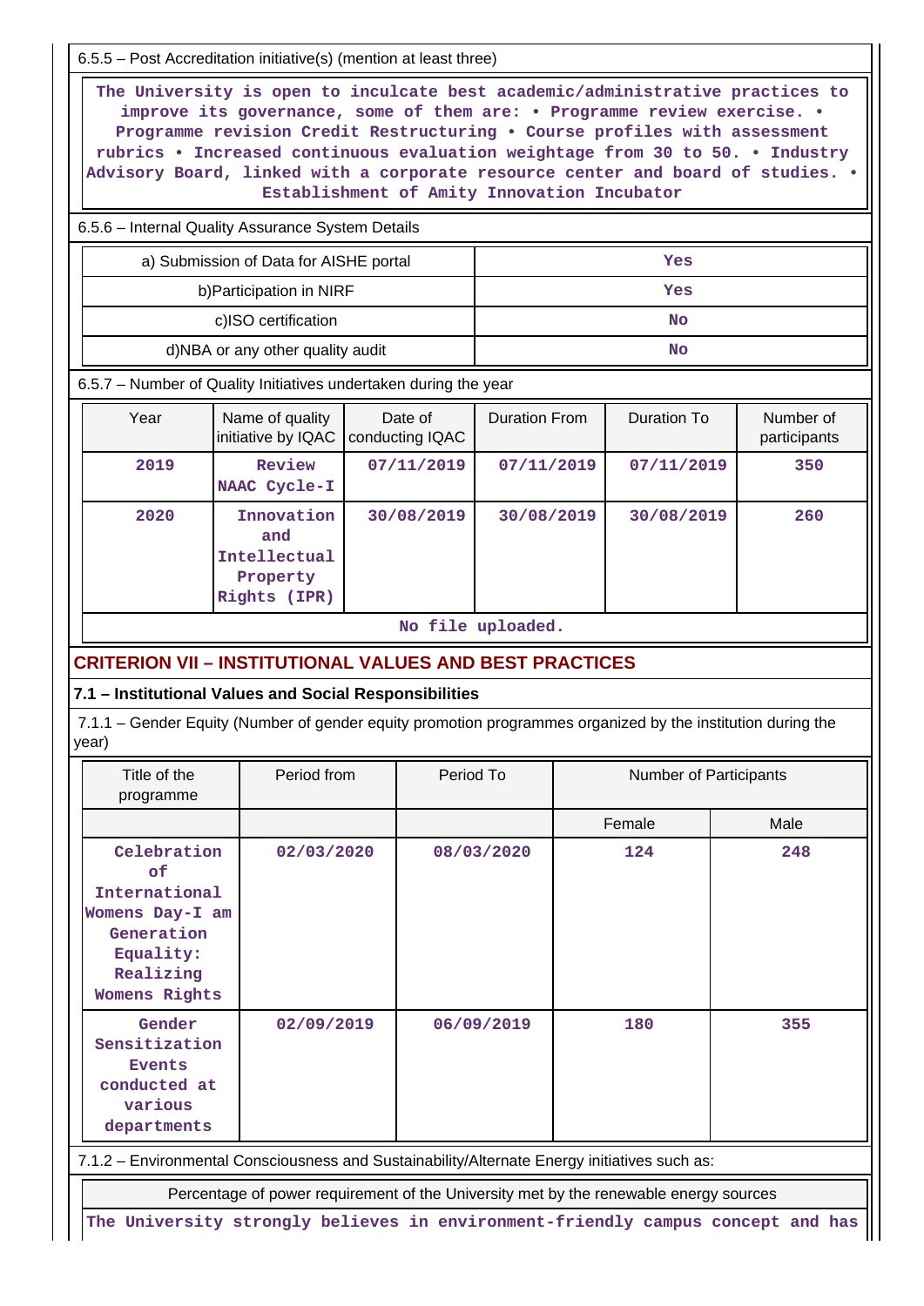6.5.5 – Post Accreditation initiative(s) (mention at least three)

The University is open to inculcate best academic/administrative practices to improve its governance, some of them are: • Programme review exercise. • Programme revision Credit Restructuring • Course profiles with assessment rubrics • Increased continuous evaluation weightage from 30 to 50. • Industry Advisory Board, linked with a corporate resource center and board of studies. • Establishment of Amity Innovation Incubator

6.5.6 – Internal Quality Assurance System Details

| | |
|---|---|
| a) Submission of Data for AISHE portal | Yes |
| b)Participation in NIRF | Yes |
| c)ISO certification | No |
| d)NBA or any other quality audit | No |

6.5.7 – Number of Quality Initiatives undertaken during the year

| Year | Name of quality initiative by IQAC | Date of conducting IQAC | Duration From | Duration To | Number of participants |
|---|---|---|---|---|---|
| 2019 | Review NAAC Cycle-I | 07/11/2019 | 07/11/2019 | 07/11/2019 | 350 |
| 2020 | Innovation and Intellectual Property Rights (IPR) | 30/08/2019 | 30/08/2019 | 30/08/2019 | 260 |

No file uploaded.

## CRITERION VII – INSTITUTIONAL VALUES AND BEST PRACTICES

### 7.1 – Institutional Values and Social Responsibilities

7.1.1 – Gender Equity (Number of gender equity promotion programmes organized by the institution during the year)

| Title of the programme | Period from | Period To | Number of Participants | |
|---|---|---|---|---|
| | | | Female | Male |
| Celebration of International Womens Day-I am Generation Equality: Realizing Womens Rights | 02/03/2020 | 08/03/2020 | 124 | 248 |
| Gender Sensitization Events conducted at various departments | 02/09/2019 | 06/09/2019 | 180 | 355 |

7.1.2 – Environmental Consciousness and Sustainability/Alternate Energy initiatives such as:

Percentage of power requirement of the University met by the renewable energy sources

The University strongly believes in environment-friendly campus concept and has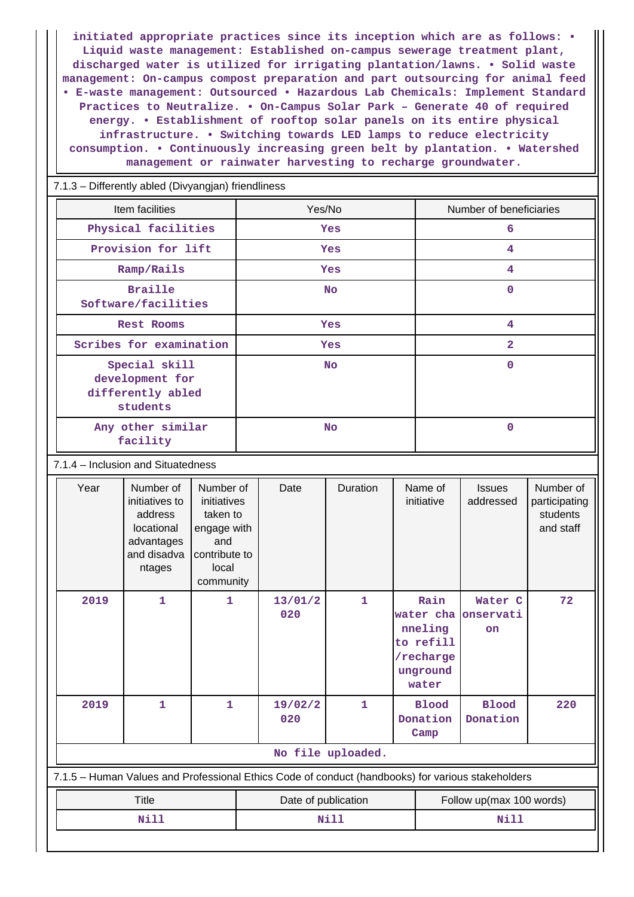initiated appropriate practices since its inception which are as follows: • Liquid waste management: Established on-campus sewerage treatment plant, discharged water is utilized for irrigating plantation/lawns. • Solid waste management: On-campus compost preparation and part outsourcing for animal feed • E-waste management: Outsourced • Hazardous Lab Chemicals: Implement Standard Practices to Neutralize. • On-Campus Solar Park – Generate 40 of required energy. • Establishment of rooftop solar panels on its entire physical infrastructure. • Switching towards LED lamps to reduce electricity consumption. • Continuously increasing green belt by plantation. • Watershed management or rainwater harvesting to recharge groundwater.

7.1.3 – Differently abled (Divyangjan) friendliness

| Item facilities | Yes/No | Number of beneficiaries |
|---|---|---|
| Physical facilities | Yes | 6 |
| Provision for lift | Yes | 4 |
| Ramp/Rails | Yes | 4 |
| Braille Software/facilities | No | 0 |
| Rest Rooms | Yes | 4 |
| Scribes for examination | Yes | 2 |
| Special skill development for differently abled students | No | 0 |
| Any other similar facility | No | 0 |

7.1.4 – Inclusion and Situatedness

| Year | Number of initiatives to address locational advantages and disadvantages | Number of initiatives taken to engage with and contribute to local community | Date | Duration | Name of initiative | Issues addressed | Number of participating students and staff |
|---|---|---|---|---|---|---|---|
| 2019 | 1 | 1 | 13/01/2020 | 1 | Rain water channeling to refill/recharge unground water | Water Conservation | 72 |
| 2019 | 1 | 1 | 19/02/2020 | 1 | Blood Donation Camp | Blood Donation | 220 |

No file uploaded.

7.1.5 – Human Values and Professional Ethics Code of conduct (handbooks) for various stakeholders

| Title | Date of publication | Follow up(max 100 words) |
|---|---|---|
| Nill | Nill | Nill |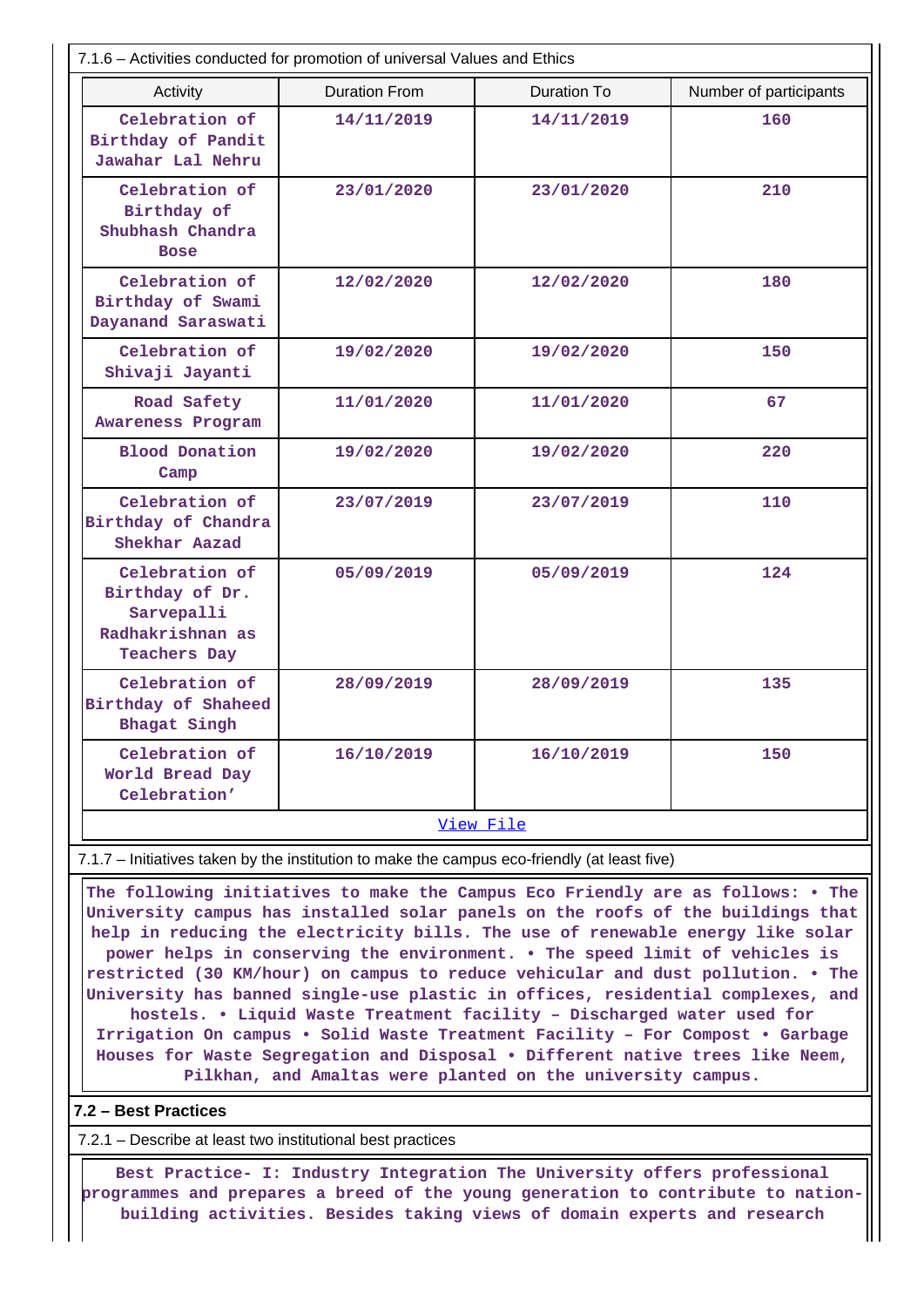7.1.6 – Activities conducted for promotion of universal Values and Ethics

| Activity | Duration From | Duration To | Number of participants |
|---|---|---|---|
| Celebration of Birthday of Pandit Jawahar Lal Nehru | 14/11/2019 | 14/11/2019 | 160 |
| Celebration of Birthday of Shubhash Chandra Bose | 23/01/2020 | 23/01/2020 | 210 |
| Celebration of Birthday of Swami Dayanand Saraswati | 12/02/2020 | 12/02/2020 | 180 |
| Celebration of Shivaji Jayanti | 19/02/2020 | 19/02/2020 | 150 |
| Road Safety Awareness Program | 11/01/2020 | 11/01/2020 | 67 |
| Blood Donation Camp | 19/02/2020 | 19/02/2020 | 220 |
| Celebration of Birthday of Chandra Shekhar Aazad | 23/07/2019 | 23/07/2019 | 110 |
| Celebration of Birthday of Dr. Sarvepalli Radhakrishnan as Teachers Day | 05/09/2019 | 05/09/2019 | 124 |
| Celebration of Birthday of Shaheed Bhagat Singh | 28/09/2019 | 28/09/2019 | 135 |
| Celebration of World Bread Day Celebration’ | 16/10/2019 | 16/10/2019 | 150 |

View File

7.1.7 – Initiatives taken by the institution to make the campus eco-friendly (at least five)

The following initiatives to make the Campus Eco Friendly are as follows: • The University campus has installed solar panels on the roofs of the buildings that help in reducing the electricity bills. The use of renewable energy like solar power helps in conserving the environment. • The speed limit of vehicles is restricted (30 KM/hour) on campus to reduce vehicular and dust pollution. • The University has banned single-use plastic in offices, residential complexes, and hostels. • Liquid Waste Treatment facility – Discharged water used for Irrigation On campus • Solid Waste Treatment Facility – For Compost • Garbage Houses for Waste Segregation and Disposal • Different native trees like Neem, Pilkhan, and Amaltas were planted on the university campus.

## 7.2 – Best Practices

7.2.1 – Describe at least two institutional best practices

Best Practice- I: Industry Integration The University offers professional programmes and prepares a breed of the young generation to contribute to nation-building activities. Besides taking views of domain experts and research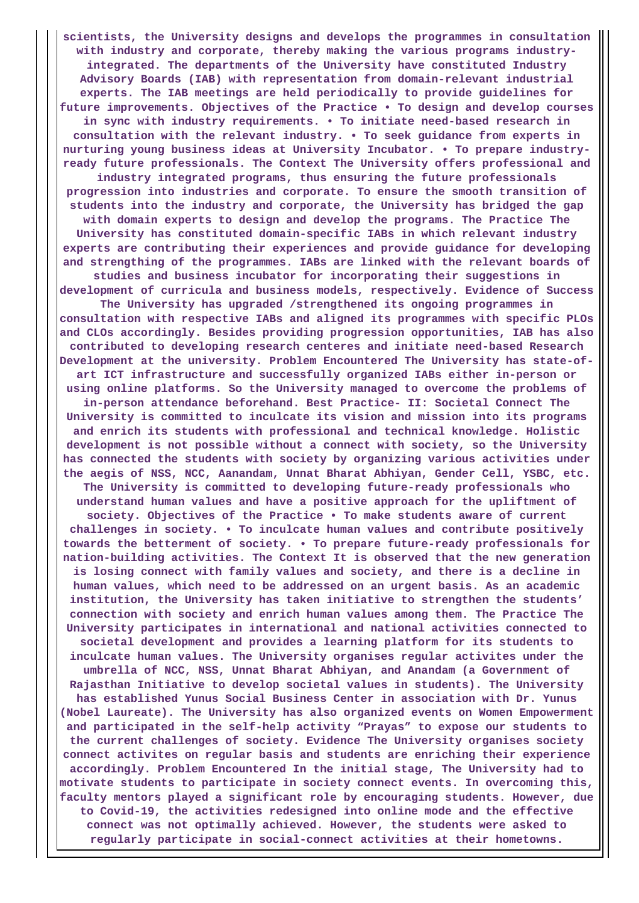**scientists, the University designs and develops the programmes in consultation with industry and corporate, thereby making the various programs industry-integrated. The departments of the University have constituted Industry Advisory Boards (IAB) with representation from domain-relevant industrial experts. The IAB meetings are held periodically to provide guidelines for future improvements. Objectives of the Practice • To design and develop courses in sync with industry requirements. • To initiate need-based research in consultation with the relevant industry. • To seek guidance from experts in nurturing young business ideas at University Incubator. • To prepare industry-ready future professionals. The Context The University offers professional and industry integrated programs, thus ensuring the future professionals progression into industries and corporate. To ensure the smooth transition of students into the industry and corporate, the University has bridged the gap with domain experts to design and develop the programs. The Practice The University has constituted domain-specific IABs in which relevant industry experts are contributing their experiences and provide guidance for developing and strengthing of the programmes. IABs are linked with the relevant boards of studies and business incubator for incorporating their suggestions in development of curricula and business models, respectively. Evidence of Success The University has upgraded /strengthened its ongoing programmes in consultation with respective IABs and aligned its programmes with specific PLOs and CLOs accordingly. Besides providing progression opportunities, IAB has also contributed to developing research centeres and initiate need-based Research Development at the university. Problem Encountered The University has state-of-art ICT infrastructure and successfully organized IABs either in-person or using online platforms. So the University managed to overcome the problems of in-person attendance beforehand. Best Practice- II: Societal Connect The University is committed to inculcate its vision and mission into its programs and enrich its students with professional and technical knowledge. Holistic development is not possible without a connect with society, so the University has connected the students with society by organizing various activities under the aegis of NSS, NCC, Aanandam, Unnat Bharat Abhiyan, Gender Cell, YSBC, etc. The University is committed to developing future-ready professionals who understand human values and have a positive approach for the upliftment of society. Objectives of the Practice • To make students aware of current challenges in society. • To inculcate human values and contribute positively towards the betterment of society. • To prepare future-ready professionals for nation-building activities. The Context It is observed that the new generation is losing connect with family values and society, and there is a decline in human values, which need to be addressed on an urgent basis. As an academic institution, the University has taken initiative to strengthen the students' connection with society and enrich human values among them. The Practice The University participates in international and national activities connected to societal development and provides a learning platform for its students to inculcate human values. The University organises regular activites under the umbrella of NCC, NSS, Unnat Bharat Abhiyan, and Anandam (a Government of Rajasthan Initiative to develop societal values in students). The University has established Yunus Social Business Center in association with Dr. Yunus (Nobel Laureate). The University has also organized events on Women Empowerment and participated in the self-help activity "Prayas" to expose our students to the current challenges of society. Evidence The University organises society connect activites on regular basis and students are enriching their experience accordingly. Problem Encountered In the initial stage, The University had to motivate students to participate in society connect events. In overcoming this, faculty mentors played a significant role by encouraging students. However, due to Covid-19, the activities redesigned into online mode and the effective connect was not optimally achieved. However, the students were asked to regularly participate in social-connect activities at their hometowns.**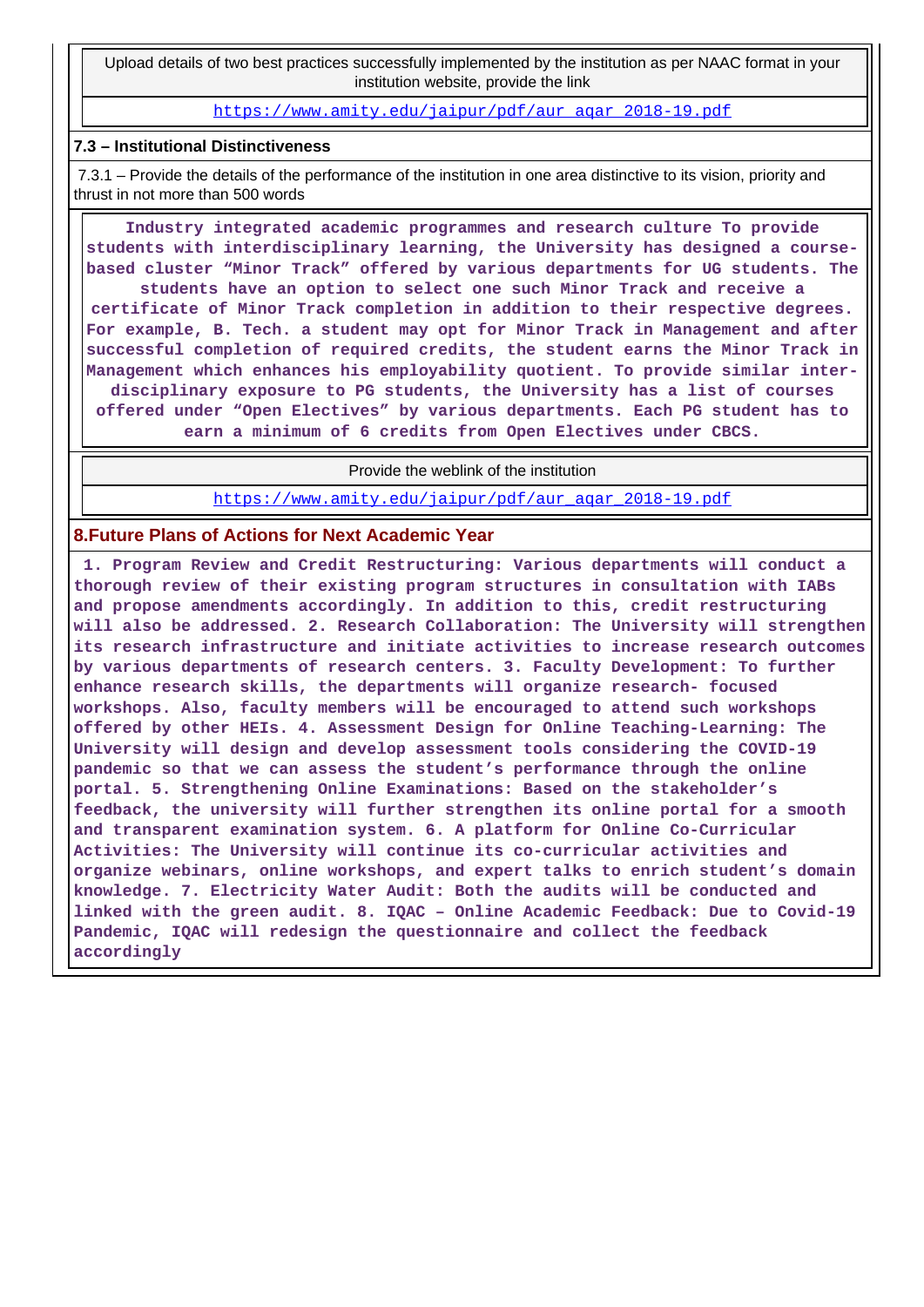Upload details of two best practices successfully implemented by the institution as per NAAC format in your institution website, provide the link

https://www.amity.edu/jaipur/pdf/aur_aqar_2018-19.pdf

**7.3 – Institutional Distinctiveness**

7.3.1 – Provide the details of the performance of the institution in one area distinctive to its vision, priority and thrust in not more than 500 words

**Industry integrated academic programmes and research culture To provide students with interdisciplinary learning, the University has designed a course-based cluster “Minor Track” offered by various departments for UG students. The students have an option to select one such Minor Track and receive a certificate of Minor Track completion in addition to their respective degrees. For example, B. Tech. a student may opt for Minor Track in Management and after successful completion of required credits, the student earns the Minor Track in Management which enhances his employability quotient. To provide similar inter-disciplinary exposure to PG students, the University has a list of courses offered under “Open Electives” by various departments. Each PG student has to earn a minimum of 6 credits from Open Electives under CBCS.**

Provide the weblink of the institution

https://www.amity.edu/jaipur/pdf/aur_aqar_2018-19.pdf

## 8.Future Plans of Actions for Next Academic Year

**1. Program Review and Credit Restructuring: Various departments will conduct a thorough review of their existing program structures in consultation with IABs and propose amendments accordingly. In addition to this, credit restructuring will also be addressed. 2. Research Collaboration: The University will strengthen its research infrastructure and initiate activities to increase research outcomes by various departments of research centers. 3. Faculty Development: To further enhance research skills, the departments will organize research- focused workshops. Also, faculty members will be encouraged to attend such workshops offered by other HEIs. 4. Assessment Design for Online Teaching-Learning: The University will design and develop assessment tools considering the COVID-19 pandemic so that we can assess the student’s performance through the online portal. 5. Strengthening Online Examinations: Based on the stakeholder’s feedback, the university will further strengthen its online portal for a smooth and transparent examination system. 6. A platform for Online Co-Curricular Activities: The University will continue its co-curricular activities and organize webinars, online workshops, and expert talks to enrich student’s domain knowledge. 7. Electricity Water Audit: Both the audits will be conducted and linked with the green audit. 8. IQAC – Online Academic Feedback: Due to Covid-19 Pandemic, IQAC will redesign the questionnaire and collect the feedback accordingly**